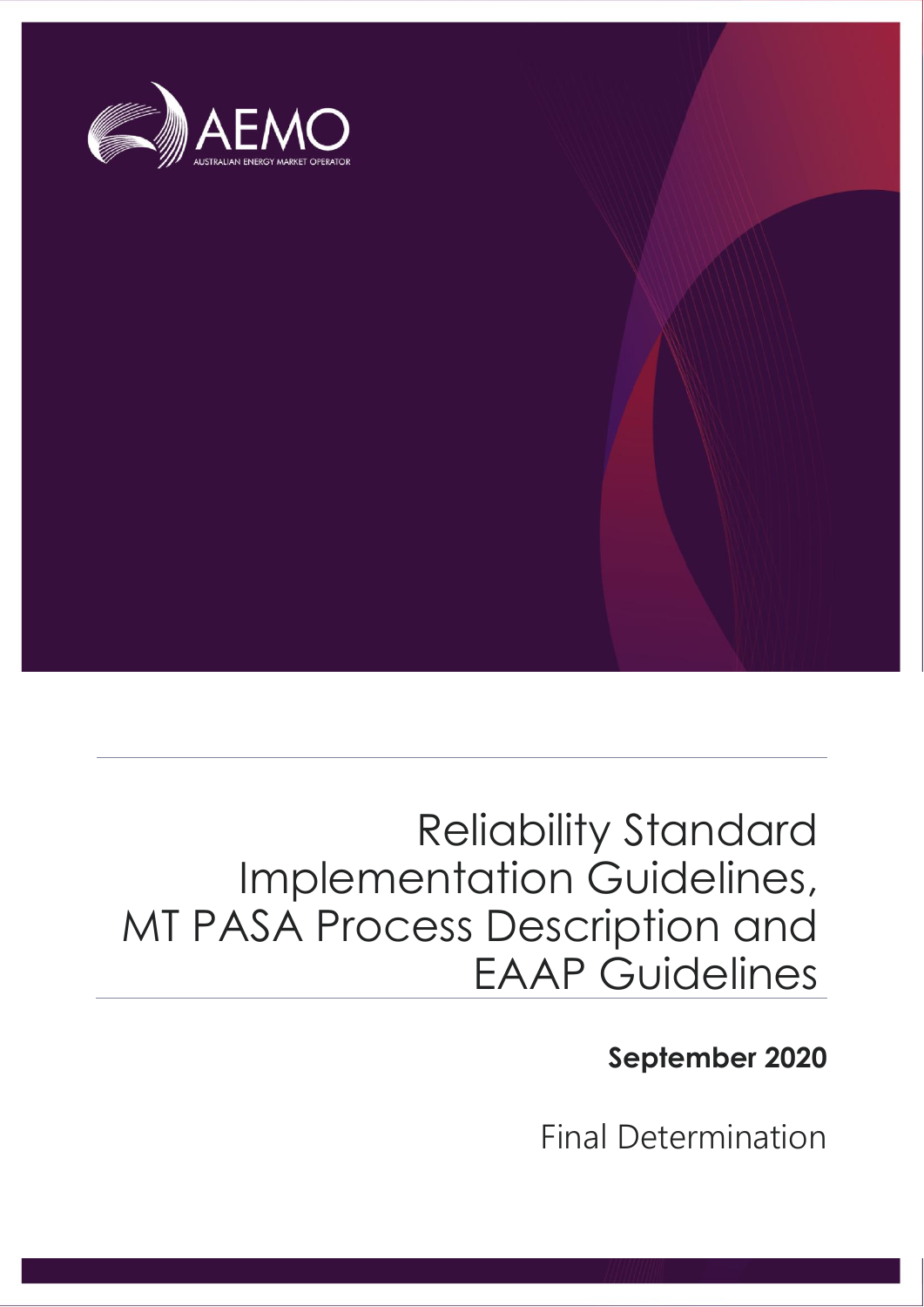AEMO

AUSTRALIAN ENERGY MARKET OPERATOR

# Reliability Standard Implementation Guidelines, MT PASA Process Description and EAAP Guidelines

**September 2020**

Final Determination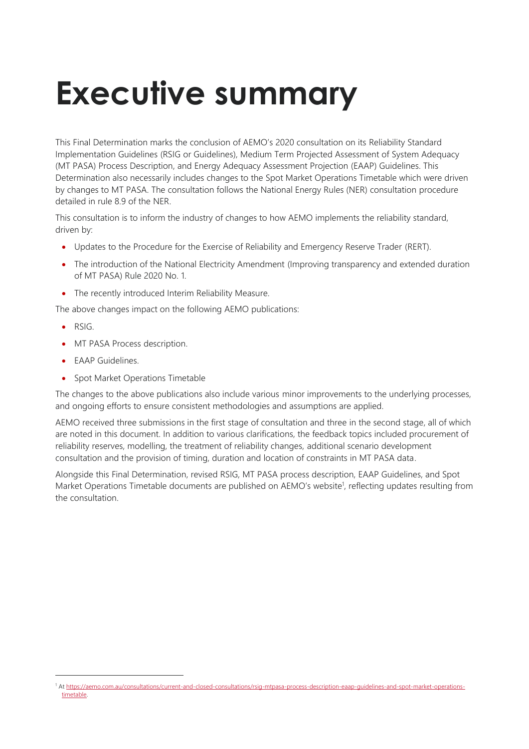# Executive summary

This Final Determination marks the conclusion of AEMO's 2020 consultation on its Reliability Standard Implementation Guidelines (RSIG or Guidelines), Medium Term Projected Assessment of System Adequacy (MT PASA) Process Description, and Energy Adequacy Assessment Projection (EAAP) Guidelines. This Determination also necessarily includes changes to the Spot Market Operations Timetable which were driven by changes to MT PASA. The consultation follows the National Energy Rules (NER) consultation procedure detailed in rule 8.9 of the NER.

This consultation is to inform the industry of changes to how AEMO implements the reliability standard, driven by:

- Updates to the Procedure for the Exercise of Reliability and Emergency Reserve Trader (RERT).
- The introduction of the National Electricity Amendment (Improving transparency and extended duration of MT PASA) Rule 2020 No. 1.
- The recently introduced Interim Reliability Measure.

The above changes impact on the following AEMO publications:

- RSIG.
- MT PASA Process description.
- EAAP Guidelines.
- Spot Market Operations Timetable

The changes to the above publications also include various minor improvements to the underlying processes, and ongoing efforts to ensure consistent methodologies and assumptions are applied.

AEMO received three submissions in the first stage of consultation and three in the second stage, all of which are noted in this document. In addition to various clarifications, the feedback topics included procurement of reliability reserves, modelling, the treatment of reliability changes, additional scenario development consultation and the provision of timing, duration and location of constraints in MT PASA data.

Alongside this Final Determination, revised RSIG, MT PASA process description, EAAP Guidelines, and Spot Market Operations Timetable documents are published on AEMO's website[1], reflecting updates resulting from the consultation.

[1] At https://aemo.com.au/consultations/current-and-closed-consultations/rsig-mtpasa-process-description-eaap-guidelines-and-spot-market-operations-timetable.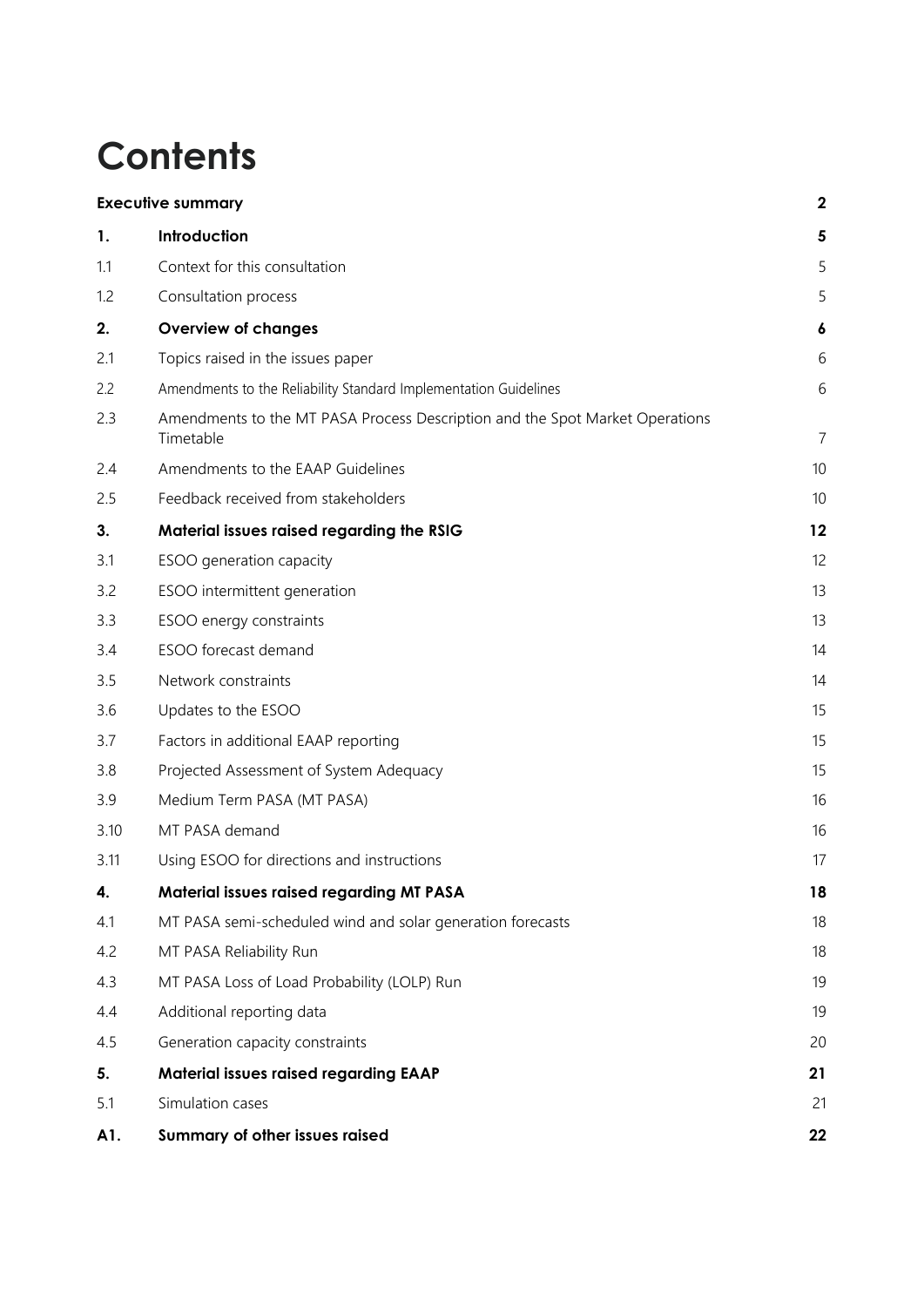# Contents

| | | |
|---|---|---|
| **Executive summary** | | **2** |
| **1.** | **Introduction** | **5** |
| 1.1 | Context for this consultation | 5 |
| 1.2 | Consultation process | 5 |
| **2.** | **Overview of changes** | **6** |
| 2.1 | Topics raised in the issues paper | 6 |
| 2.2 | Amendments to the Reliability Standard Implementation Guidelines | 6 |
| 2.3 | Amendments to the MT PASA Process Description and the Spot Market Operations Timetable | 7 |
| 2.4 | Amendments to the EAAP Guidelines | 10 |
| 2.5 | Feedback received from stakeholders | 10 |
| **3.** | **Material issues raised regarding the RSIG** | **12** |
| 3.1 | ESOO generation capacity | 12 |
| 3.2 | ESOO intermittent generation | 13 |
| 3.3 | ESOO energy constraints | 13 |
| 3.4 | ESOO forecast demand | 14 |
| 3.5 | Network constraints | 14 |
| 3.6 | Updates to the ESOO | 15 |
| 3.7 | Factors in additional EAAP reporting | 15 |
| 3.8 | Projected Assessment of System Adequacy | 15 |
| 3.9 | Medium Term PASA (MT PASA) | 16 |
| 3.10 | MT PASA demand | 16 |
| 3.11 | Using ESOO for directions and instructions | 17 |
| **4.** | **Material issues raised regarding MT PASA** | **18** |
| 4.1 | MT PASA semi-scheduled wind and solar generation forecasts | 18 |
| 4.2 | MT PASA Reliability Run | 18 |
| 4.3 | MT PASA Loss of Load Probability (LOLP) Run | 19 |
| 4.4 | Additional reporting data | 19 |
| 4.5 | Generation capacity constraints | 20 |
| **5.** | **Material issues raised regarding EAAP** | **21** |
| 5.1 | Simulation cases | 21 |
| **A1.** | **Summary of other issues raised** | **22** |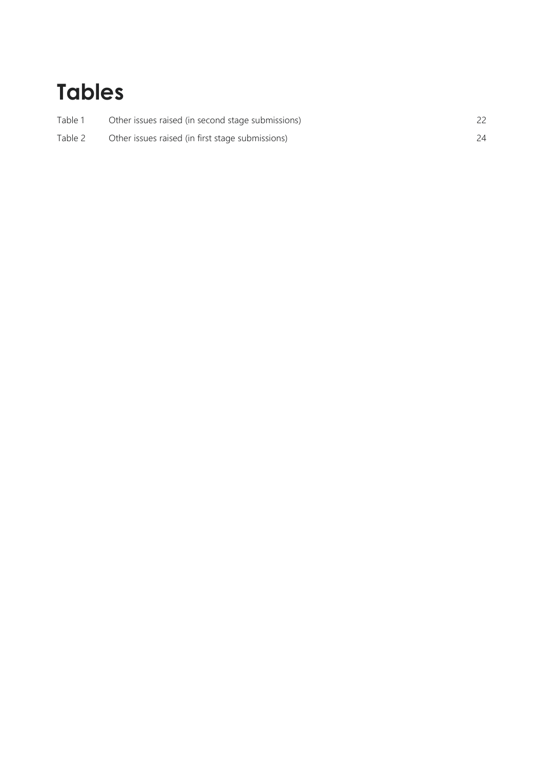# Tables

| | | |
|---|---|---|
| Table 1 | Other issues raised (in second stage submissions) | 22 |
| Table 2 | Other issues raised (in first stage submissions) | 24 |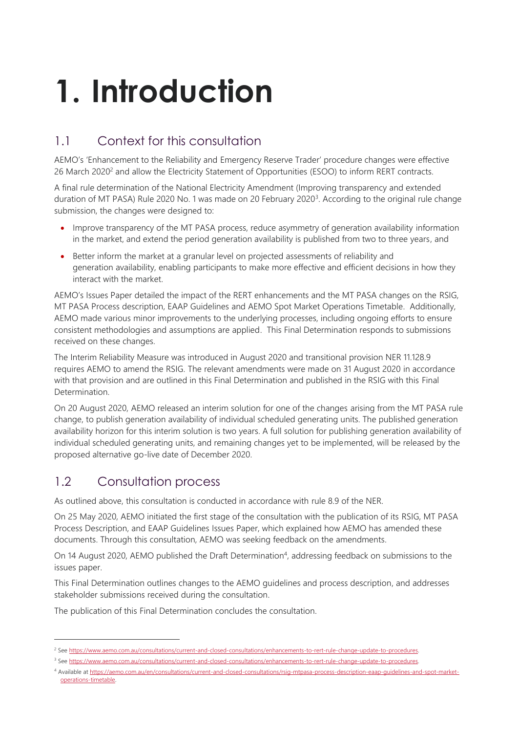# 1. Introduction

## 1.1 Context for this consultation

AEMO's 'Enhancement to the Reliability and Emergency Reserve Trader' procedure changes were effective 26 March 2020[2] and allow the Electricity Statement of Opportunities (ESOO) to inform RERT contracts.

A final rule determination of the National Electricity Amendment (Improving transparency and extended duration of MT PASA) Rule 2020 No. 1 was made on 20 February 2020[3]. According to the original rule change submission, the changes were designed to:

- Improve transparency of the MT PASA process, reduce asymmetry of generation availability information in the market, and extend the period generation availability is published from two to three years, and
- Better inform the market at a granular level on projected assessments of reliability and generation availability, enabling participants to make more effective and efficient decisions in how they interact with the market.

AEMO's Issues Paper detailed the impact of the RERT enhancements and the MT PASA changes on the RSIG, MT PASA Process description, EAAP Guidelines and AEMO Spot Market Operations Timetable. Additionally, AEMO made various minor improvements to the underlying processes, including ongoing efforts to ensure consistent methodologies and assumptions are applied. This Final Determination responds to submissions received on these changes.

The Interim Reliability Measure was introduced in August 2020 and transitional provision NER 11.128.9 requires AEMO to amend the RSIG. The relevant amendments were made on 31 August 2020 in accordance with that provision and are outlined in this Final Determination and published in the RSIG with this Final Determination.

On 20 August 2020, AEMO released an interim solution for one of the changes arising from the MT PASA rule change, to publish generation availability of individual scheduled generating units. The published generation availability horizon for this interim solution is two years. A full solution for publishing generation availability of individual scheduled generating units, and remaining changes yet to be implemented, will be released by the proposed alternative go-live date of December 2020.

## 1.2 Consultation process

As outlined above, this consultation is conducted in accordance with rule 8.9 of the NER.

On 25 May 2020, AEMO initiated the first stage of the consultation with the publication of its RSIG, MT PASA Process Description, and EAAP Guidelines Issues Paper, which explained how AEMO has amended these documents. Through this consultation, AEMO was seeking feedback on the amendments.

On 14 August 2020, AEMO published the Draft Determination[4], addressing feedback on submissions to the issues paper.

This Final Determination outlines changes to the AEMO guidelines and process description, and addresses stakeholder submissions received during the consultation.

The publication of this Final Determination concludes the consultation.

---

[2] See https://www.aemo.com.au/consultations/current-and-closed-consultations/enhancements-to-rert-rule-change-update-to-procedures.

[3] See https://www.aemo.com.au/consultations/current-and-closed-consultations/enhancements-to-rert-rule-change-update-to-procedures.

[4] Available at https://aemo.com.au/en/consultations/current-and-closed-consultations/rsig-mtpasa-process-description-eaap-guidelines-and-spot-market-operations-timetable.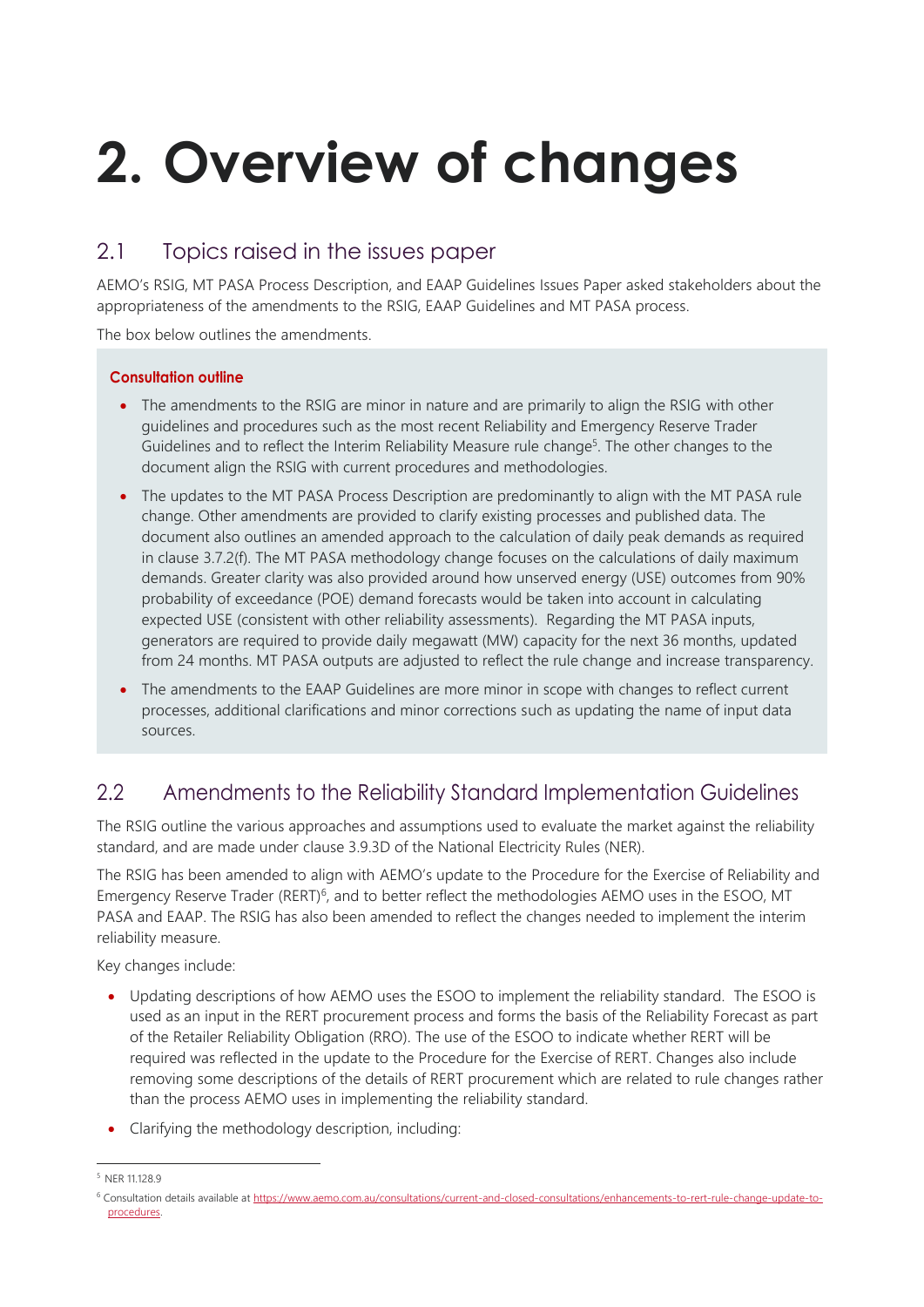# 2. Overview of changes

## 2.1 Topics raised in the issues paper

AEMO's RSIG, MT PASA Process Description, and EAAP Guidelines Issues Paper asked stakeholders about the appropriateness of the amendments to the RSIG, EAAP Guidelines and MT PASA process.

The box below outlines the amendments.

**Consultation outline**

- The amendments to the RSIG are minor in nature and are primarily to align the RSIG with other guidelines and procedures such as the most recent Reliability and Emergency Reserve Trader Guidelines and to reflect the Interim Reliability Measure rule change[5]. The other changes to the document align the RSIG with current procedures and methodologies.
- The updates to the MT PASA Process Description are predominantly to align with the MT PASA rule change. Other amendments are provided to clarify existing processes and published data. The document also outlines an amended approach to the calculation of daily peak demands as required in clause 3.7.2(f). The MT PASA methodology change focuses on the calculations of daily maximum demands. Greater clarity was also provided around how unserved energy (USE) outcomes from 90% probability of exceedance (POE) demand forecasts would be taken into account in calculating expected USE (consistent with other reliability assessments). Regarding the MT PASA inputs, generators are required to provide daily megawatt (MW) capacity for the next 36 months, updated from 24 months. MT PASA outputs are adjusted to reflect the rule change and increase transparency.
- The amendments to the EAAP Guidelines are more minor in scope with changes to reflect current processes, additional clarifications and minor corrections such as updating the name of input data sources.

## 2.2 Amendments to the Reliability Standard Implementation Guidelines

The RSIG outline the various approaches and assumptions used to evaluate the market against the reliability standard, and are made under clause 3.9.3D of the National Electricity Rules (NER).

The RSIG has been amended to align with AEMO's update to the Procedure for the Exercise of Reliability and Emergency Reserve Trader (RERT)[6], and to better reflect the methodologies AEMO uses in the ESOO, MT PASA and EAAP. The RSIG has also been amended to reflect the changes needed to implement the interim reliability measure.

Key changes include:

- Updating descriptions of how AEMO uses the ESOO to implement the reliability standard. The ESOO is used as an input in the RERT procurement process and forms the basis of the Reliability Forecast as part of the Retailer Reliability Obligation (RRO). The use of the ESOO to indicate whether RERT will be required was reflected in the update to the Procedure for the Exercise of RERT. Changes also include removing some descriptions of the details of RERT procurement which are related to rule changes rather than the process AEMO uses in implementing the reliability standard.
- Clarifying the methodology description, including:

[5] NER 11.128.9

[6] Consultation details available at https://www.aemo.com.au/consultations/current-and-closed-consultations/enhancements-to-rert-rule-change-update-to-procedures.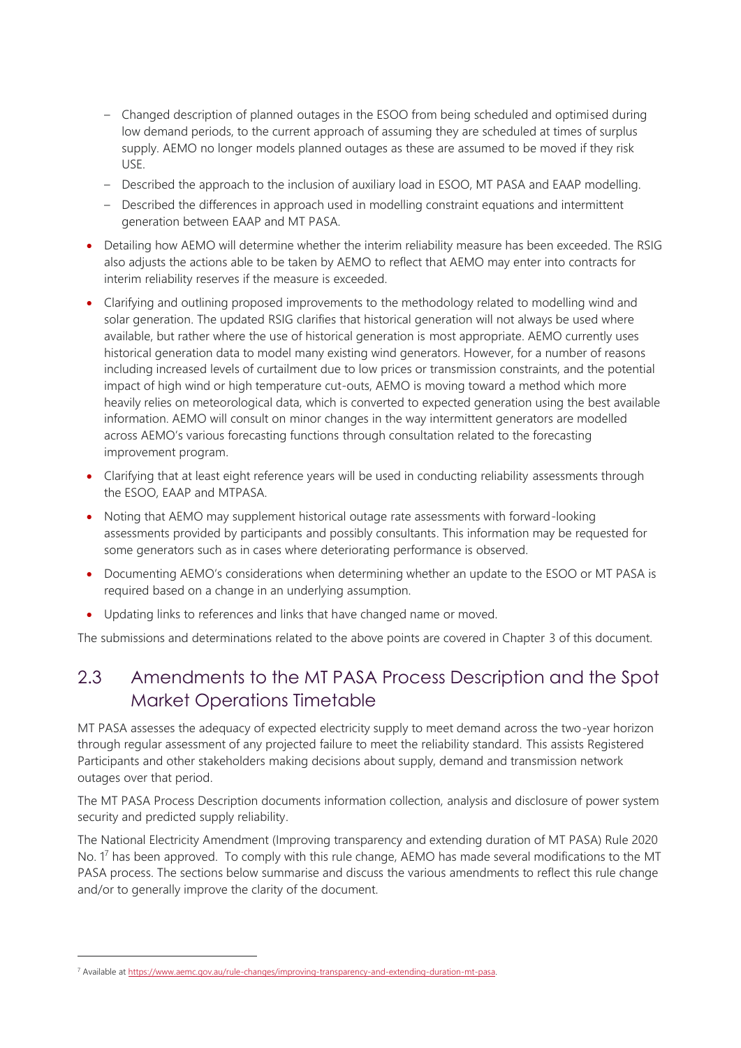- Changed description of planned outages in the ESOO from being scheduled and optimised during low demand periods, to the current approach of assuming they are scheduled at times of surplus supply. AEMO no longer models planned outages as these are assumed to be moved if they risk USE.
  - Described the approach to the inclusion of auxiliary load in ESOO, MT PASA and EAAP modelling.
  - Described the differences in approach used in modelling constraint equations and intermittent generation between EAAP and MT PASA.
- Detailing how AEMO will determine whether the interim reliability measure has been exceeded. The RSIG also adjusts the actions able to be taken by AEMO to reflect that AEMO may enter into contracts for interim reliability reserves if the measure is exceeded.
- Clarifying and outlining proposed improvements to the methodology related to modelling wind and solar generation. The updated RSIG clarifies that historical generation will not always be used where available, but rather where the use of historical generation is most appropriate. AEMO currently uses historical generation data to model many existing wind generators. However, for a number of reasons including increased levels of curtailment due to low prices or transmission constraints, and the potential impact of high wind or high temperature cut-outs, AEMO is moving toward a method which more heavily relies on meteorological data, which is converted to expected generation using the best available information. AEMO will consult on minor changes in the way intermittent generators are modelled across AEMO's various forecasting functions through consultation related to the forecasting improvement program.
- Clarifying that at least eight reference years will be used in conducting reliability assessments through the ESOO, EAAP and MTPASA.
- Noting that AEMO may supplement historical outage rate assessments with forward-looking assessments provided by participants and possibly consultants. This information may be requested for some generators such as in cases where deteriorating performance is observed.
- Documenting AEMO's considerations when determining whether an update to the ESOO or MT PASA is required based on a change in an underlying assumption.
- Updating links to references and links that have changed name or moved.

The submissions and determinations related to the above points are covered in Chapter 3 of this document.

## 2.3 Amendments to the MT PASA Process Description and the Spot Market Operations Timetable

MT PASA assesses the adequacy of expected electricity supply to meet demand across the two-year horizon through regular assessment of any projected failure to meet the reliability standard. This assists Registered Participants and other stakeholders making decisions about supply, demand and transmission network outages over that period.

The MT PASA Process Description documents information collection, analysis and disclosure of power system security and predicted supply reliability.

The National Electricity Amendment (Improving transparency and extending duration of MT PASA) Rule 2020 No. 1[7] has been approved. To comply with this rule change, AEMO has made several modifications to the MT PASA process. The sections below summarise and discuss the various amendments to reflect this rule change and/or to generally improve the clarity of the document.

---

[7] Available at https://www.aemc.gov.au/rule-changes/improving-transparency-and-extending-duration-mt-pasa.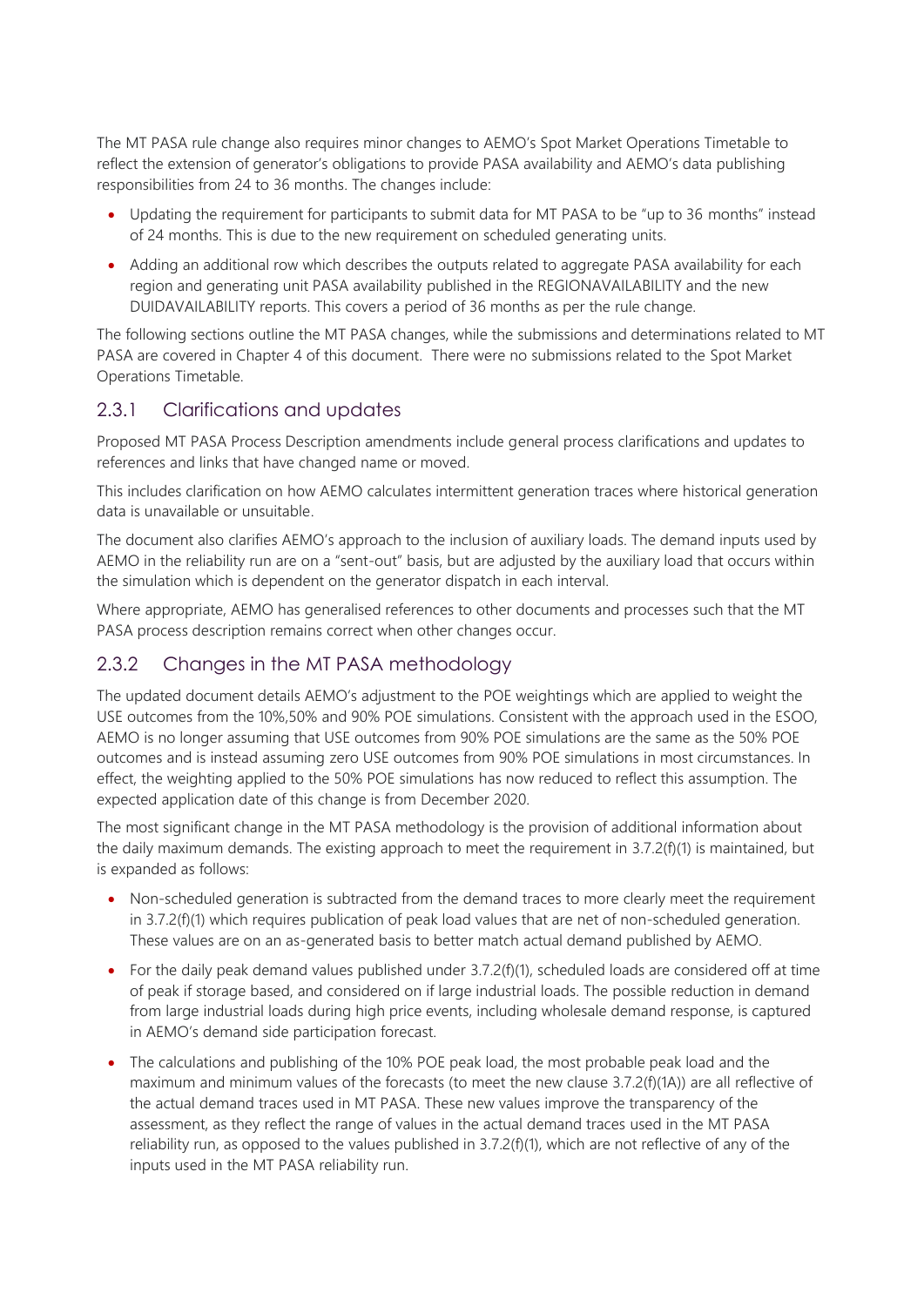The MT PASA rule change also requires minor changes to AEMO's Spot Market Operations Timetable to reflect the extension of generator's obligations to provide PASA availability and AEMO's data publishing responsibilities from 24 to 36 months. The changes include:

- Updating the requirement for participants to submit data for MT PASA to be "up to 36 months" instead of 24 months. This is due to the new requirement on scheduled generating units.
- Adding an additional row which describes the outputs related to aggregate PASA availability for each region and generating unit PASA availability published in the REGIONAVAILABILITY and the new DUIDAVAILABILITY reports. This covers a period of 36 months as per the rule change.

The following sections outline the MT PASA changes, while the submissions and determinations related to MT PASA are covered in Chapter 4 of this document. There were no submissions related to the Spot Market Operations Timetable.

### 2.3.1 Clarifications and updates

Proposed MT PASA Process Description amendments include general process clarifications and updates to references and links that have changed name or moved.

This includes clarification on how AEMO calculates intermittent generation traces where historical generation data is unavailable or unsuitable.

The document also clarifies AEMO's approach to the inclusion of auxiliary loads. The demand inputs used by AEMO in the reliability run are on a "sent-out" basis, but are adjusted by the auxiliary load that occurs within the simulation which is dependent on the generator dispatch in each interval.

Where appropriate, AEMO has generalised references to other documents and processes such that the MT PASA process description remains correct when other changes occur.

### 2.3.2 Changes in the MT PASA methodology

The updated document details AEMO's adjustment to the POE weightings which are applied to weight the USE outcomes from the 10%,50% and 90% POE simulations. Consistent with the approach used in the ESOO, AEMO is no longer assuming that USE outcomes from 90% POE simulations are the same as the 50% POE outcomes and is instead assuming zero USE outcomes from 90% POE simulations in most circumstances. In effect, the weighting applied to the 50% POE simulations has now reduced to reflect this assumption. The expected application date of this change is from December 2020.

The most significant change in the MT PASA methodology is the provision of additional information about the daily maximum demands. The existing approach to meet the requirement in 3.7.2(f)(1) is maintained, but is expanded as follows:

- Non-scheduled generation is subtracted from the demand traces to more clearly meet the requirement in 3.7.2(f)(1) which requires publication of peak load values that are net of non-scheduled generation. These values are on an as-generated basis to better match actual demand published by AEMO.
- For the daily peak demand values published under 3.7.2(f)(1), scheduled loads are considered off at time of peak if storage based, and considered on if large industrial loads. The possible reduction in demand from large industrial loads during high price events, including wholesale demand response, is captured in AEMO's demand side participation forecast.
- The calculations and publishing of the 10% POE peak load, the most probable peak load and the maximum and minimum values of the forecasts (to meet the new clause 3.7.2(f)(1A)) are all reflective of the actual demand traces used in MT PASA. These new values improve the transparency of the assessment, as they reflect the range of values in the actual demand traces used in the MT PASA reliability run, as opposed to the values published in 3.7.2(f)(1), which are not reflective of any of the inputs used in the MT PASA reliability run.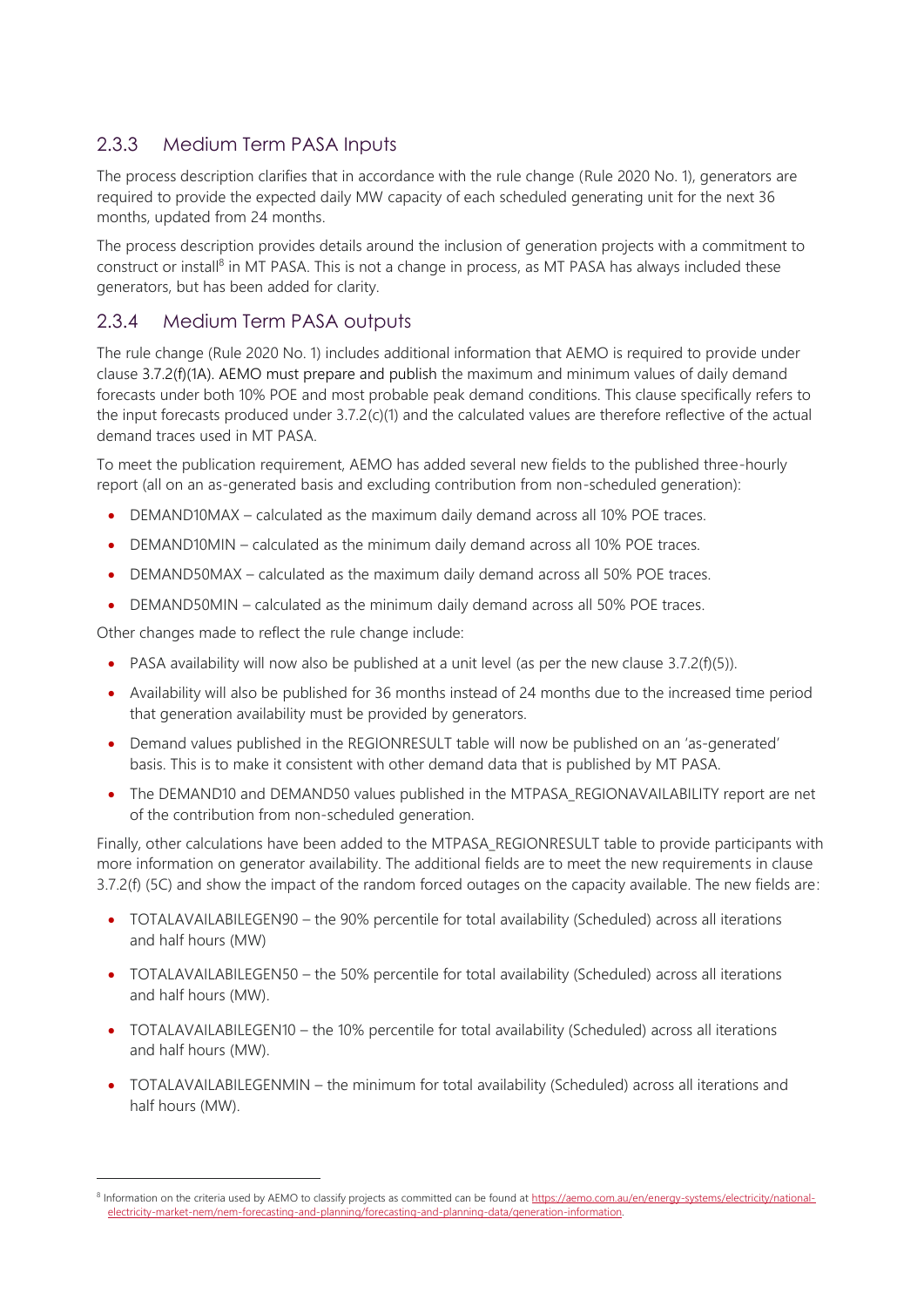### 2.3.3 Medium Term PASA Inputs

The process description clarifies that in accordance with the rule change (Rule 2020 No. 1), generators are required to provide the expected daily MW capacity of each scheduled generating unit for the next 36 months, updated from 24 months.

The process description provides details around the inclusion of generation projects with a commitment to construct or install[8] in MT PASA. This is not a change in process, as MT PASA has always included these generators, but has been added for clarity.

### 2.3.4 Medium Term PASA outputs

The rule change (Rule 2020 No. 1) includes additional information that AEMO is required to provide under clause 3.7.2(f)(1A). AEMO must prepare and publish the maximum and minimum values of daily demand forecasts under both 10% POE and most probable peak demand conditions. This clause specifically refers to the input forecasts produced under 3.7.2(c)(1) and the calculated values are therefore reflective of the actual demand traces used in MT PASA.

To meet the publication requirement, AEMO has added several new fields to the published three-hourly report (all on an as-generated basis and excluding contribution from non-scheduled generation):

- DEMAND10MAX – calculated as the maximum daily demand across all 10% POE traces.
- DEMAND10MIN – calculated as the minimum daily demand across all 10% POE traces.
- DEMAND50MAX – calculated as the maximum daily demand across all 50% POE traces.
- DEMAND50MIN – calculated as the minimum daily demand across all 50% POE traces.

Other changes made to reflect the rule change include:

- PASA availability will now also be published at a unit level (as per the new clause 3.7.2(f)(5)).
- Availability will also be published for 36 months instead of 24 months due to the increased time period that generation availability must be provided by generators.
- Demand values published in the REGIONRESULT table will now be published on an 'as-generated' basis. This is to make it consistent with other demand data that is published by MT PASA.
- The DEMAND10 and DEMAND50 values published in the MTPASA_REGIONAVAILABILITY report are net of the contribution from non-scheduled generation.

Finally, other calculations have been added to the MTPASA_REGIONRESULT table to provide participants with more information on generator availability. The additional fields are to meet the new requirements in clause 3.7.2(f) (5C) and show the impact of the random forced outages on the capacity available. The new fields are:

- TOTALAVAILABILEGEN90 – the 90% percentile for total availability (Scheduled) across all iterations and half hours (MW)
- TOTALAVAILABILEGEN50 – the 50% percentile for total availability (Scheduled) across all iterations and half hours (MW).
- TOTALAVAILABILEGEN10 – the 10% percentile for total availability (Scheduled) across all iterations and half hours (MW).
- TOTALAVAILABILEGENMIN – the minimum for total availability (Scheduled) across all iterations and half hours (MW).

[8] Information on the criteria used by AEMO to classify projects as committed can be found at https://aemo.com.au/en/energy-systems/electricity/national-electricity-market-nem/nem-forecasting-and-planning/forecasting-and-planning-data/generation-information.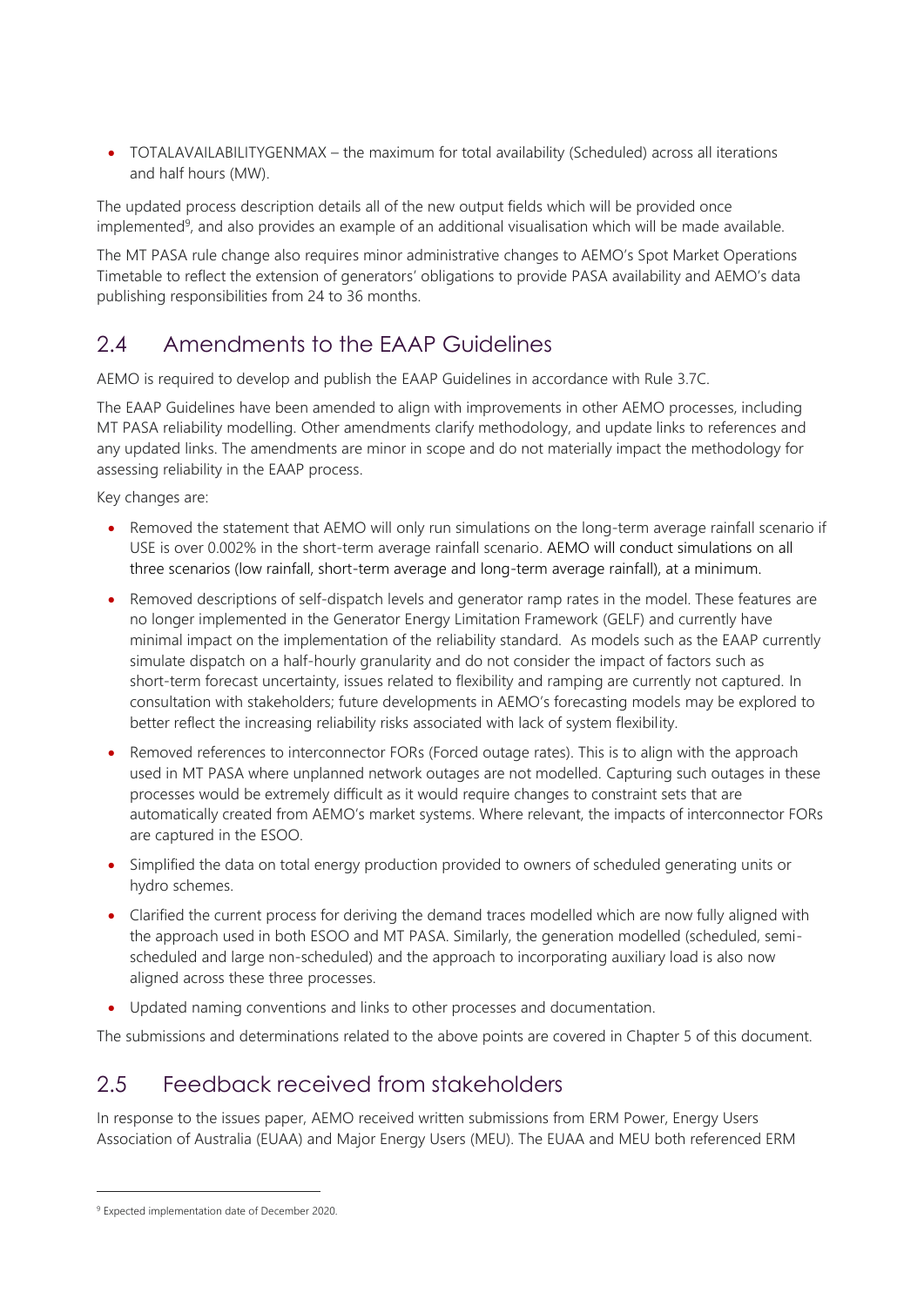- TOTALAVAILABILITYGENMAX – the maximum for total availability (Scheduled) across all iterations and half hours (MW).

The updated process description details all of the new output fields which will be provided once implemented[9], and also provides an example of an additional visualisation which will be made available.

The MT PASA rule change also requires minor administrative changes to AEMO's Spot Market Operations Timetable to reflect the extension of generators' obligations to provide PASA availability and AEMO's data publishing responsibilities from 24 to 36 months.

## 2.4 Amendments to the EAAP Guidelines

AEMO is required to develop and publish the EAAP Guidelines in accordance with Rule 3.7C.

The EAAP Guidelines have been amended to align with improvements in other AEMO processes, including MT PASA reliability modelling. Other amendments clarify methodology, and update links to references and any updated links. The amendments are minor in scope and do not materially impact the methodology for assessing reliability in the EAAP process.

Key changes are:

- Removed the statement that AEMO will only run simulations on the long-term average rainfall scenario if USE is over 0.002% in the short-term average rainfall scenario. AEMO will conduct simulations on all three scenarios (low rainfall, short-term average and long-term average rainfall), at a minimum.
- Removed descriptions of self-dispatch levels and generator ramp rates in the model. These features are no longer implemented in the Generator Energy Limitation Framework (GELF) and currently have minimal impact on the implementation of the reliability standard. As models such as the EAAP currently simulate dispatch on a half-hourly granularity and do not consider the impact of factors such as short-term forecast uncertainty, issues related to flexibility and ramping are currently not captured. In consultation with stakeholders; future developments in AEMO's forecasting models may be explored to better reflect the increasing reliability risks associated with lack of system flexibility.
- Removed references to interconnector FORs (Forced outage rates). This is to align with the approach used in MT PASA where unplanned network outages are not modelled. Capturing such outages in these processes would be extremely difficult as it would require changes to constraint sets that are automatically created from AEMO's market systems. Where relevant, the impacts of interconnector FORs are captured in the ESOO.
- Simplified the data on total energy production provided to owners of scheduled generating units or hydro schemes.
- Clarified the current process for deriving the demand traces modelled which are now fully aligned with the approach used in both ESOO and MT PASA. Similarly, the generation modelled (scheduled, semi-scheduled and large non-scheduled) and the approach to incorporating auxiliary load is also now aligned across these three processes.
- Updated naming conventions and links to other processes and documentation.

The submissions and determinations related to the above points are covered in Chapter 5 of this document.

## 2.5 Feedback received from stakeholders

In response to the issues paper, AEMO received written submissions from ERM Power, Energy Users Association of Australia (EUAA) and Major Energy Users (MEU). The EUAA and MEU both referenced ERM

[9] Expected implementation date of December 2020.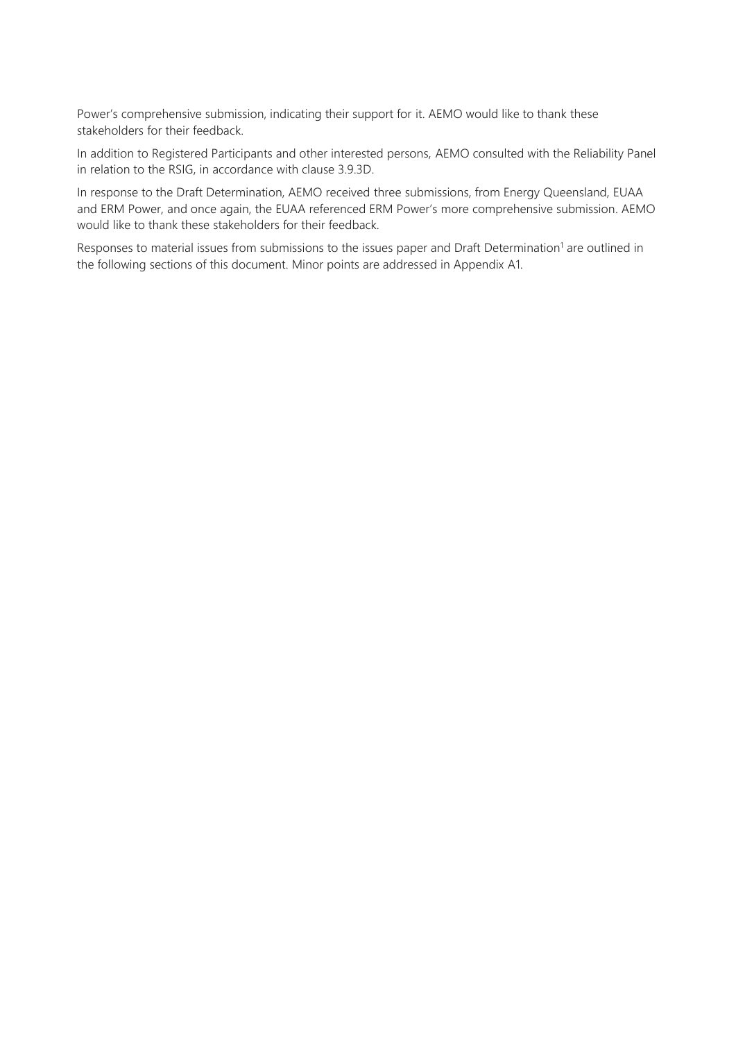Power's comprehensive submission, indicating their support for it. AEMO would like to thank these stakeholders for their feedback.

In addition to Registered Participants and other interested persons, AEMO consulted with the Reliability Panel in relation to the RSIG, in accordance with clause 3.9.3D.

In response to the Draft Determination, AEMO received three submissions, from Energy Queensland, EUAA and ERM Power, and once again, the EUAA referenced ERM Power's more comprehensive submission. AEMO would like to thank these stakeholders for their feedback.

Responses to material issues from submissions to the issues paper and Draft Determination[1] are outlined in the following sections of this document. Minor points are addressed in Appendix A1.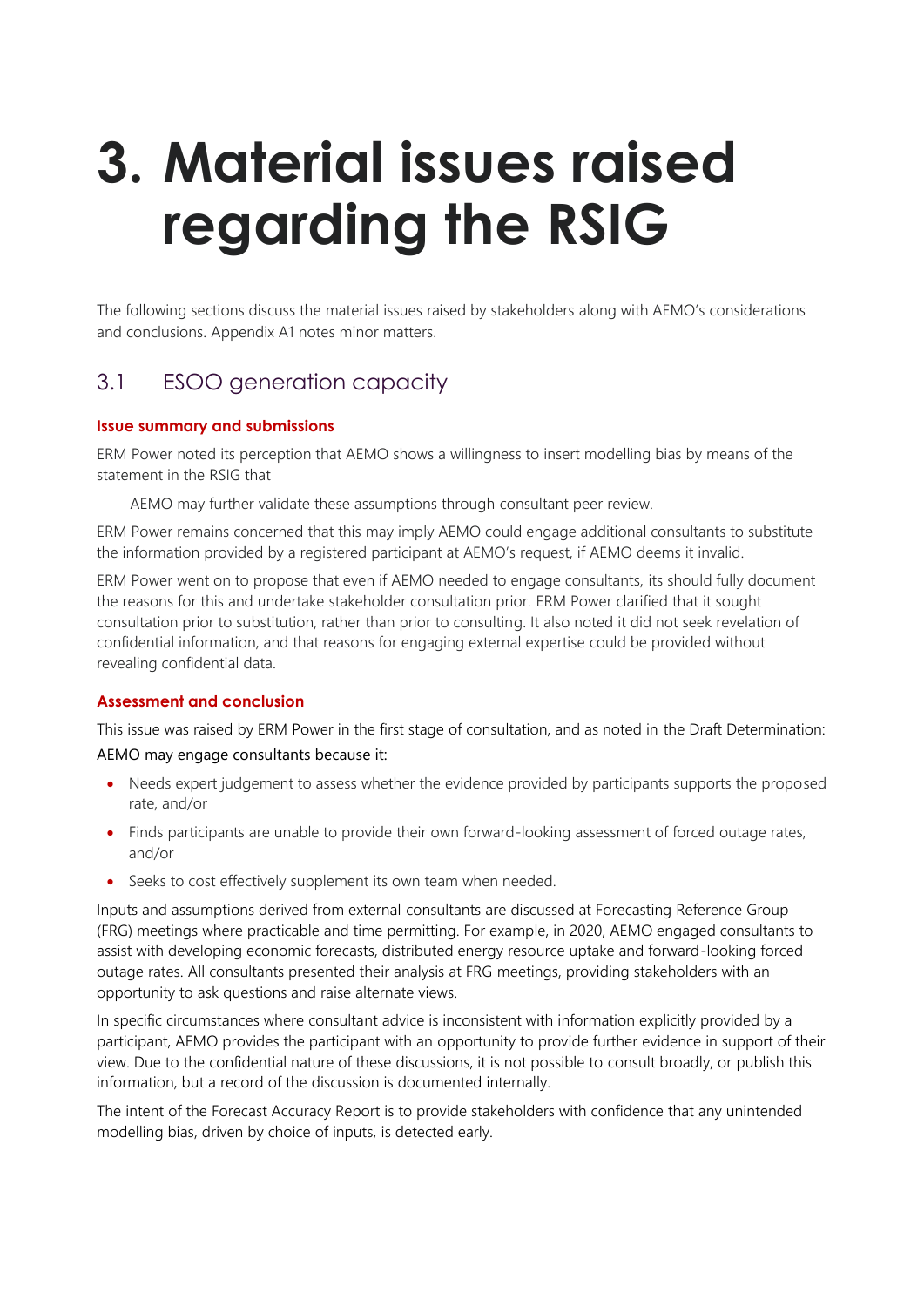# 3. Material issues raised regarding the RSIG

The following sections discuss the material issues raised by stakeholders along with AEMO's considerations and conclusions. Appendix A1 notes minor matters.

## 3.1 ESOO generation capacity

### Issue summary and submissions

ERM Power noted its perception that AEMO shows a willingness to insert modelling bias by means of the statement in the RSIG that

> AEMO may further validate these assumptions through consultant peer review.

ERM Power remains concerned that this may imply AEMO could engage additional consultants to substitute the information provided by a registered participant at AEMO's request, if AEMO deems it invalid.

ERM Power went on to propose that even if AEMO needed to engage consultants, its should fully document the reasons for this and undertake stakeholder consultation prior. ERM Power clarified that it sought consultation prior to substitution, rather than prior to consulting. It also noted it did not seek revelation of confidential information, and that reasons for engaging external expertise could be provided without revealing confidential data.

### Assessment and conclusion

This issue was raised by ERM Power in the first stage of consultation, and as noted in the Draft Determination:

AEMO may engage consultants because it:

- Needs expert judgement to assess whether the evidence provided by participants supports the proposed rate, and/or
- Finds participants are unable to provide their own forward-looking assessment of forced outage rates, and/or
- Seeks to cost effectively supplement its own team when needed.

Inputs and assumptions derived from external consultants are discussed at Forecasting Reference Group (FRG) meetings where practicable and time permitting. For example, in 2020, AEMO engaged consultants to assist with developing economic forecasts, distributed energy resource uptake and forward-looking forced outage rates. All consultants presented their analysis at FRG meetings, providing stakeholders with an opportunity to ask questions and raise alternate views.

In specific circumstances where consultant advice is inconsistent with information explicitly provided by a participant, AEMO provides the participant with an opportunity to provide further evidence in support of their view. Due to the confidential nature of these discussions, it is not possible to consult broadly, or publish this information, but a record of the discussion is documented internally.

The intent of the Forecast Accuracy Report is to provide stakeholders with confidence that any unintended modelling bias, driven by choice of inputs, is detected early.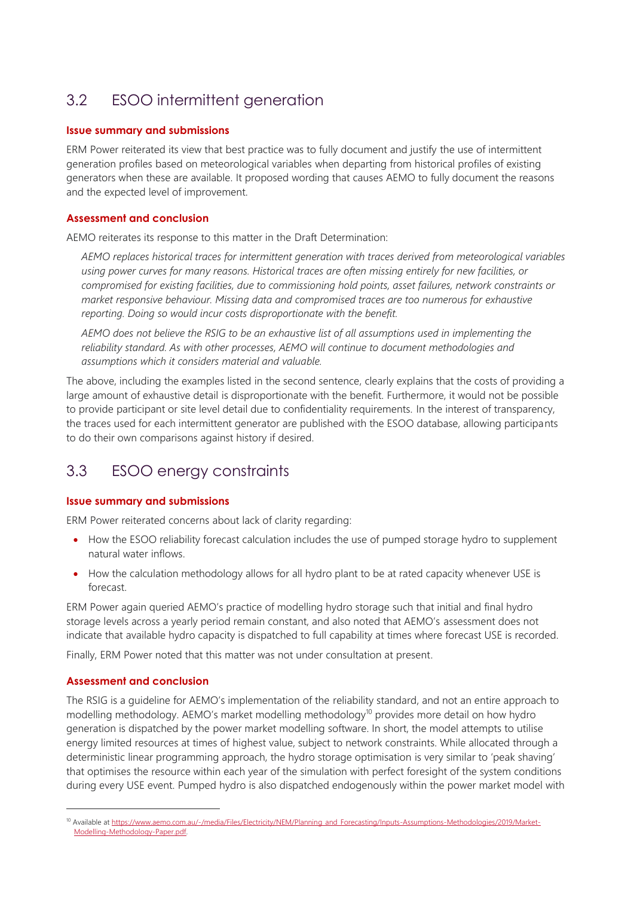## 3.2 ESOO intermittent generation

### Issue summary and submissions

ERM Power reiterated its view that best practice was to fully document and justify the use of intermittent generation profiles based on meteorological variables when departing from historical profiles of existing generators when these are available. It proposed wording that causes AEMO to fully document the reasons and the expected level of improvement.

### Assessment and conclusion

AEMO reiterates its response to this matter in the Draft Determination:

> *AEMO replaces historical traces for intermittent generation with traces derived from meteorological variables using power curves for many reasons. Historical traces are often missing entirely for new facilities, or compromised for existing facilities, due to commissioning hold points, asset failures, network constraints or market responsive behaviour. Missing data and compromised traces are too numerous for exhaustive reporting. Doing so would incur costs disproportionate with the benefit.*
>
> *AEMO does not believe the RSIG to be an exhaustive list of all assumptions used in implementing the reliability standard. As with other processes, AEMO will continue to document methodologies and assumptions which it considers material and valuable.*

The above, including the examples listed in the second sentence, clearly explains that the costs of providing a large amount of exhaustive detail is disproportionate with the benefit. Furthermore, it would not be possible to provide participant or site level detail due to confidentiality requirements. In the interest of transparency, the traces used for each intermittent generator are published with the ESOO database, allowing participants to do their own comparisons against history if desired.

## 3.3 ESOO energy constraints

### Issue summary and submissions

ERM Power reiterated concerns about lack of clarity regarding:

- How the ESOO reliability forecast calculation includes the use of pumped storage hydro to supplement natural water inflows.
- How the calculation methodology allows for all hydro plant to be at rated capacity whenever USE is forecast.

ERM Power again queried AEMO's practice of modelling hydro storage such that initial and final hydro storage levels across a yearly period remain constant, and also noted that AEMO's assessment does not indicate that available hydro capacity is dispatched to full capability at times where forecast USE is recorded.

Finally, ERM Power noted that this matter was not under consultation at present.

### Assessment and conclusion

The RSIG is a guideline for AEMO's implementation of the reliability standard, and not an entire approach to modelling methodology. AEMO's market modelling methodology[10] provides more detail on how hydro generation is dispatched by the power market modelling software. In short, the model attempts to utilise energy limited resources at times of highest value, subject to network constraints. While allocated through a deterministic linear programming approach, the hydro storage optimisation is very similar to 'peak shaving' that optimises the resource within each year of the simulation with perfect foresight of the system conditions during every USE event. Pumped hydro is also dispatched endogenously within the power market model with

[10] Available at https://www.aemo.com.au/-/media/Files/Electricity/NEM/Planning_and_Forecasting/Inputs-Assumptions-Methodologies/2019/Market-Modelling-Methodology-Paper.pdf.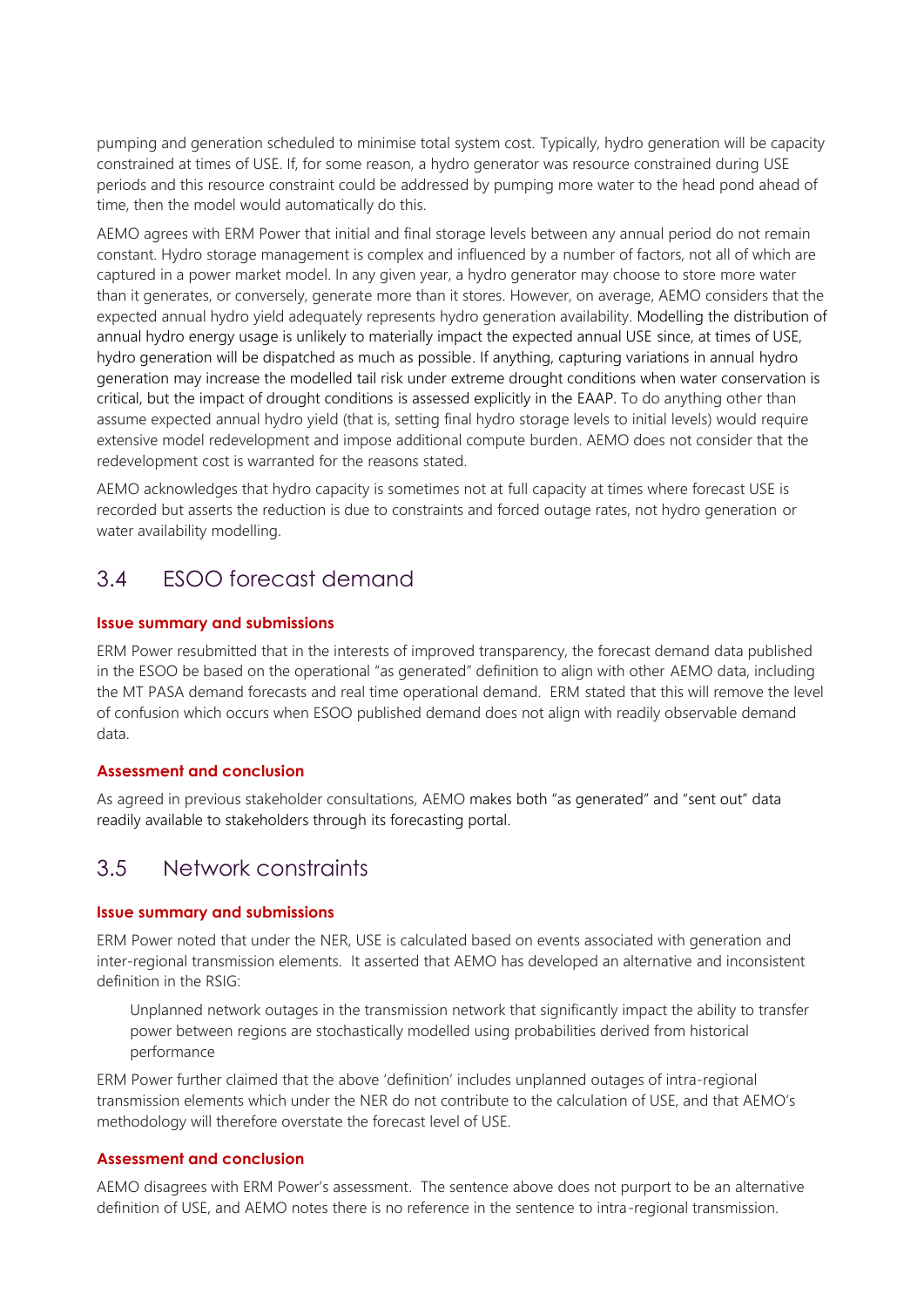pumping and generation scheduled to minimise total system cost. Typically, hydro generation will be capacity constrained at times of USE. If, for some reason, a hydro generator was resource constrained during USE periods and this resource constraint could be addressed by pumping more water to the head pond ahead of time, then the model would automatically do this.

AEMO agrees with ERM Power that initial and final storage levels between any annual period do not remain constant. Hydro storage management is complex and influenced by a number of factors, not all of which are captured in a power market model. In any given year, a hydro generator may choose to store more water than it generates, or conversely, generate more than it stores. However, on average, AEMO considers that the expected annual hydro yield adequately represents hydro generation availability. Modelling the distribution of annual hydro energy usage is unlikely to materially impact the expected annual USE since, at times of USE, hydro generation will be dispatched as much as possible. If anything, capturing variations in annual hydro generation may increase the modelled tail risk under extreme drought conditions when water conservation is critical, but the impact of drought conditions is assessed explicitly in the EAAP. To do anything other than assume expected annual hydro yield (that is, setting final hydro storage levels to initial levels) would require extensive model redevelopment and impose additional compute burden. AEMO does not consider that the redevelopment cost is warranted for the reasons stated.

AEMO acknowledges that hydro capacity is sometimes not at full capacity at times where forecast USE is recorded but asserts the reduction is due to constraints and forced outage rates, not hydro generation or water availability modelling.

## 3.4 ESOO forecast demand

### Issue summary and submissions

ERM Power resubmitted that in the interests of improved transparency, the forecast demand data published in the ESOO be based on the operational "as generated" definition to align with other AEMO data, including the MT PASA demand forecasts and real time operational demand. ERM stated that this will remove the level of confusion which occurs when ESOO published demand does not align with readily observable demand data.

### Assessment and conclusion

As agreed in previous stakeholder consultations, AEMO makes both "as generated" and "sent out" data readily available to stakeholders through its forecasting portal.

## 3.5 Network constraints

### Issue summary and submissions

ERM Power noted that under the NER, USE is calculated based on events associated with generation and inter-regional transmission elements. It asserted that AEMO has developed an alternative and inconsistent definition in the RSIG:

> Unplanned network outages in the transmission network that significantly impact the ability to transfer power between regions are stochastically modelled using probabilities derived from historical performance

ERM Power further claimed that the above 'definition' includes unplanned outages of intra-regional transmission elements which under the NER do not contribute to the calculation of USE, and that AEMO's methodology will therefore overstate the forecast level of USE.

### Assessment and conclusion

AEMO disagrees with ERM Power's assessment. The sentence above does not purport to be an alternative definition of USE, and AEMO notes there is no reference in the sentence to intra-regional transmission.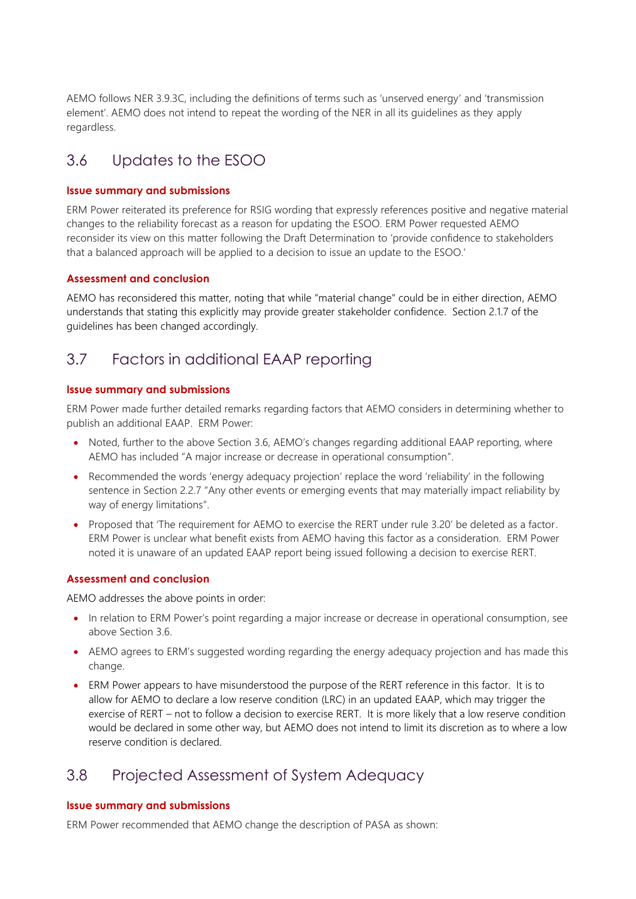AEMO follows NER 3.9.3C, including the definitions of terms such as 'unserved energy' and 'transmission element'. AEMO does not intend to repeat the wording of the NER in all its guidelines as they apply regardless.

## 3.6 Updates to the ESOO

#### Issue summary and submissions

ERM Power reiterated its preference for RSIG wording that expressly references positive and negative material changes to the reliability forecast as a reason for updating the ESOO. ERM Power requested AEMO reconsider its view on this matter following the Draft Determination to 'provide confidence to stakeholders that a balanced approach will be applied to a decision to issue an update to the ESOO.'

#### Assessment and conclusion

AEMO has reconsidered this matter, noting that while "material change" could be in either direction, AEMO understands that stating this explicitly may provide greater stakeholder confidence. Section 2.1.7 of the guidelines has been changed accordingly.

## 3.7 Factors in additional EAAP reporting

#### Issue summary and submissions

ERM Power made further detailed remarks regarding factors that AEMO considers in determining whether to publish an additional EAAP. ERM Power:

- Noted, further to the above Section 3.6, AEMO's changes regarding additional EAAP reporting, where AEMO has included "A major increase or decrease in operational consumption".
- Recommended the words 'energy adequacy projection' replace the word 'reliability' in the following sentence in Section 2.2.7 "Any other events or emerging events that may materially impact reliability by way of energy limitations".
- Proposed that 'The requirement for AEMO to exercise the RERT under rule 3.20' be deleted as a factor. ERM Power is unclear what benefit exists from AEMO having this factor as a consideration. ERM Power noted it is unaware of an updated EAAP report being issued following a decision to exercise RERT.

#### Assessment and conclusion

AEMO addresses the above points in order:

- In relation to ERM Power's point regarding a major increase or decrease in operational consumption, see above Section 3.6.
- AEMO agrees to ERM's suggested wording regarding the energy adequacy projection and has made this change.
- ERM Power appears to have misunderstood the purpose of the RERT reference in this factor. It is to allow for AEMO to declare a low reserve condition (LRC) in an updated EAAP, which may trigger the exercise of RERT – not to follow a decision to exercise RERT. It is more likely that a low reserve condition would be declared in some other way, but AEMO does not intend to limit its discretion as to where a low reserve condition is declared.

## 3.8 Projected Assessment of System Adequacy

#### Issue summary and submissions

ERM Power recommended that AEMO change the description of PASA as shown: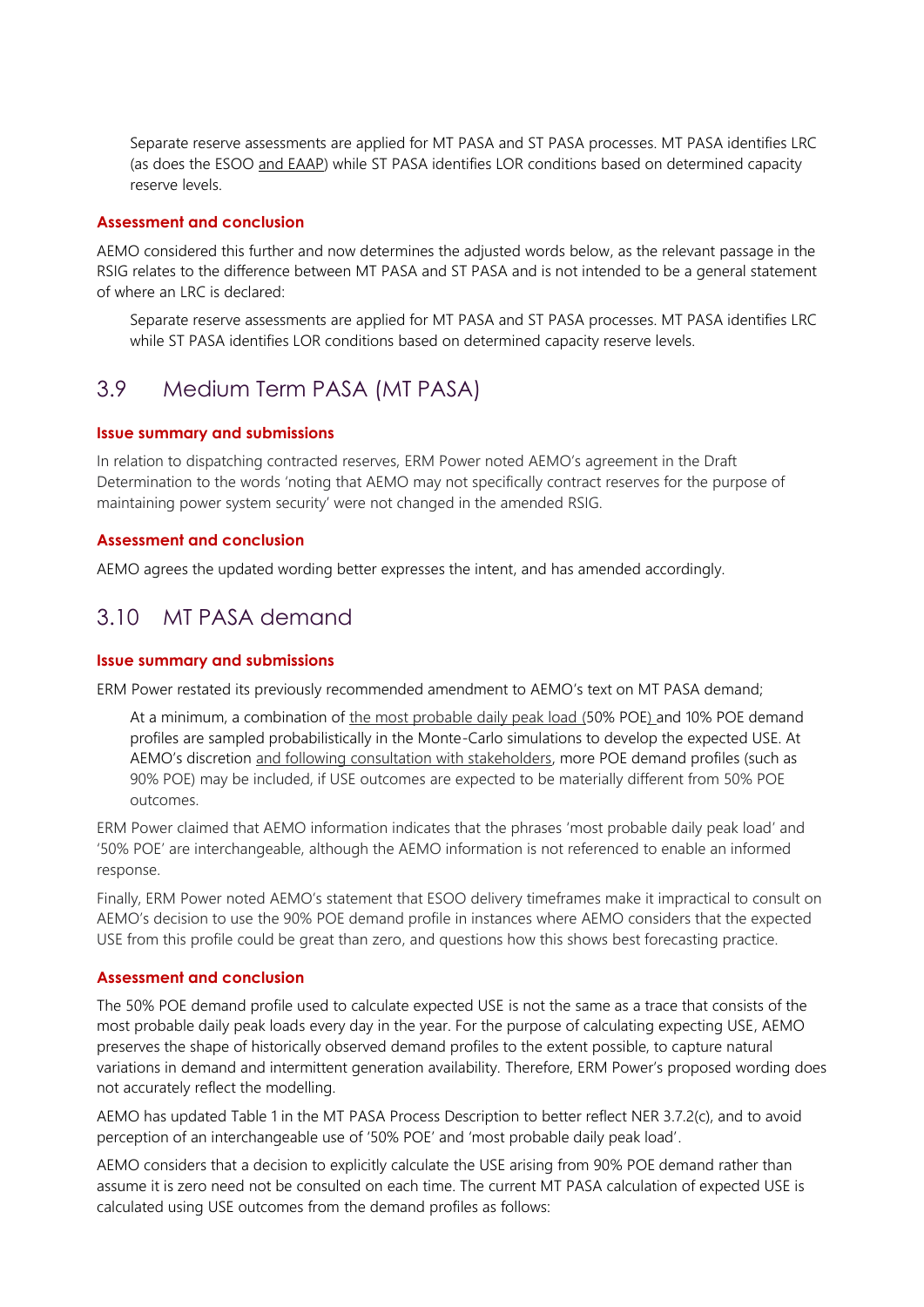Separate reserve assessments are applied for MT PASA and ST PASA processes. MT PASA identifies LRC (as does the ESOO and EAAP) while ST PASA identifies LOR conditions based on determined capacity reserve levels.

#### Assessment and conclusion

AEMO considered this further and now determines the adjusted words below, as the relevant passage in the RSIG relates to the difference between MT PASA and ST PASA and is not intended to be a general statement of where an LRC is declared:

> Separate reserve assessments are applied for MT PASA and ST PASA processes. MT PASA identifies LRC while ST PASA identifies LOR conditions based on determined capacity reserve levels.

## 3.9 Medium Term PASA (MT PASA)

#### Issue summary and submissions

In relation to dispatching contracted reserves, ERM Power noted AEMO's agreement in the Draft Determination to the words 'noting that AEMO may not specifically contract reserves for the purpose of maintaining power system security' were not changed in the amended RSIG.

#### Assessment and conclusion

AEMO agrees the updated wording better expresses the intent, and has amended accordingly.

## 3.10 MT PASA demand

#### Issue summary and submissions

ERM Power restated its previously recommended amendment to AEMO's text on MT PASA demand;

> At a minimum, a combination of the most probable daily peak load (50% POE) and 10% POE demand profiles are sampled probabilistically in the Monte-Carlo simulations to develop the expected USE. At AEMO's discretion and following consultation with stakeholders, more POE demand profiles (such as 90% POE) may be included, if USE outcomes are expected to be materially different from 50% POE outcomes.

ERM Power claimed that AEMO information indicates that the phrases 'most probable daily peak load' and '50% POE' are interchangeable, although the AEMO information is not referenced to enable an informed response.

Finally, ERM Power noted AEMO's statement that ESOO delivery timeframes make it impractical to consult on AEMO's decision to use the 90% POE demand profile in instances where AEMO considers that the expected USE from this profile could be great than zero, and questions how this shows best forecasting practice.

#### Assessment and conclusion

The 50% POE demand profile used to calculate expected USE is not the same as a trace that consists of the most probable daily peak loads every day in the year. For the purpose of calculating expecting USE, AEMO preserves the shape of historically observed demand profiles to the extent possible, to capture natural variations in demand and intermittent generation availability. Therefore, ERM Power's proposed wording does not accurately reflect the modelling.

AEMO has updated Table 1 in the MT PASA Process Description to better reflect NER 3.7.2(c), and to avoid perception of an interchangeable use of '50% POE' and 'most probable daily peak load'.

AEMO considers that a decision to explicitly calculate the USE arising from 90% POE demand rather than assume it is zero need not be consulted on each time. The current MT PASA calculation of expected USE is calculated using USE outcomes from the demand profiles as follows: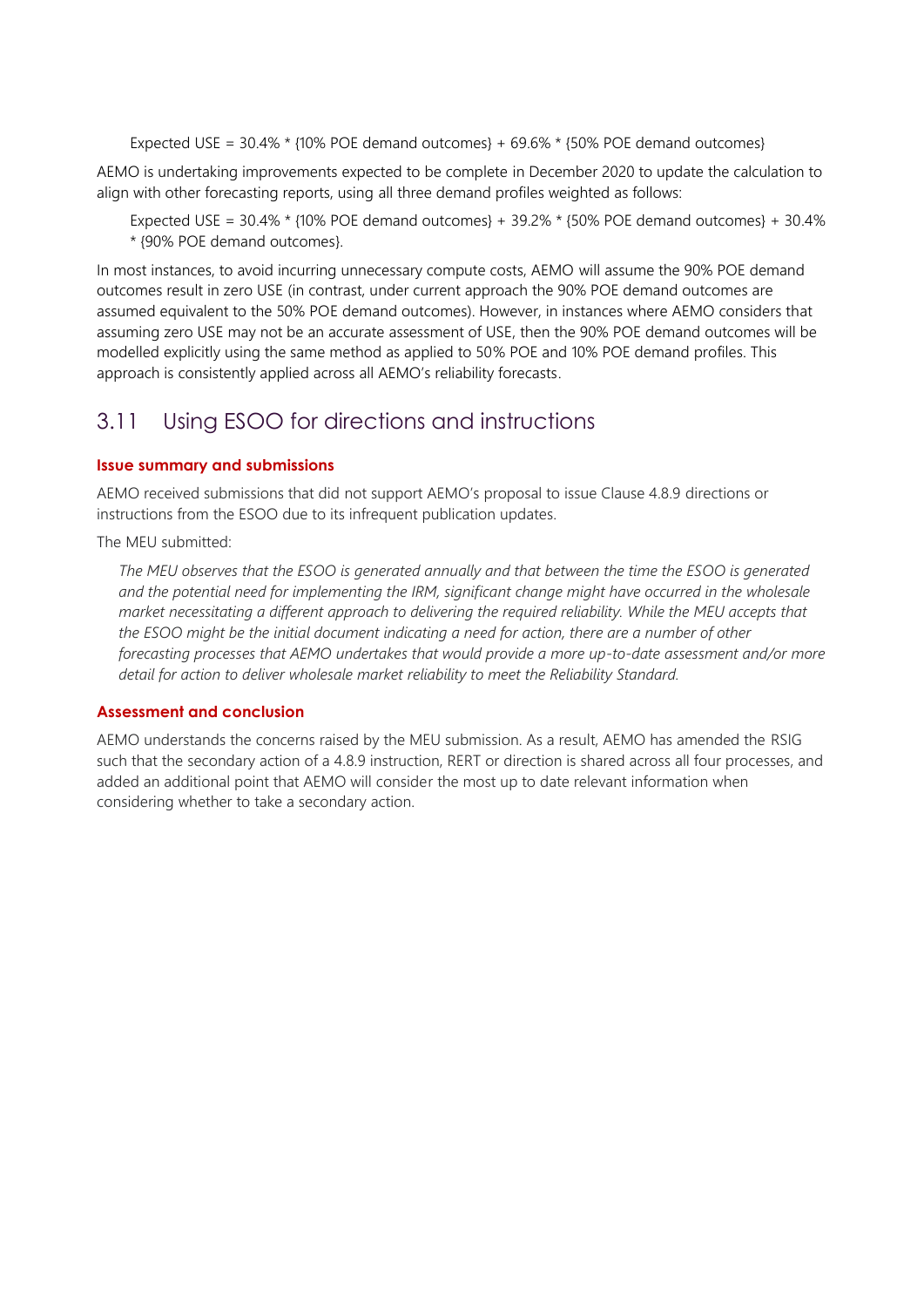Expected USE = 30.4% * {10% POE demand outcomes} + 69.6% * {50% POE demand outcomes}

AEMO is undertaking improvements expected to be complete in December 2020 to update the calculation to align with other forecasting reports, using all three demand profiles weighted as follows:

Expected USE = 30.4% * {10% POE demand outcomes} + 39.2% * {50% POE demand outcomes} + 30.4% * {90% POE demand outcomes}.

In most instances, to avoid incurring unnecessary compute costs, AEMO will assume the 90% POE demand outcomes result in zero USE (in contrast, under current approach the 90% POE demand outcomes are assumed equivalent to the 50% POE demand outcomes). However, in instances where AEMO considers that assuming zero USE may not be an accurate assessment of USE, then the 90% POE demand outcomes will be modelled explicitly using the same method as applied to 50% POE and 10% POE demand profiles. This approach is consistently applied across all AEMO's reliability forecasts.

## 3.11 Using ESOO for directions and instructions

### Issue summary and submissions

AEMO received submissions that did not support AEMO's proposal to issue Clause 4.8.9 directions or instructions from the ESOO due to its infrequent publication updates.

The MEU submitted:

*The MEU observes that the ESOO is generated annually and that between the time the ESOO is generated and the potential need for implementing the IRM, significant change might have occurred in the wholesale market necessitating a different approach to delivering the required reliability. While the MEU accepts that the ESOO might be the initial document indicating a need for action, there are a number of other forecasting processes that AEMO undertakes that would provide a more up-to-date assessment and/or more detail for action to deliver wholesale market reliability to meet the Reliability Standard.*

### Assessment and conclusion

AEMO understands the concerns raised by the MEU submission. As a result, AEMO has amended the RSIG such that the secondary action of a 4.8.9 instruction, RERT or direction is shared across all four processes, and added an additional point that AEMO will consider the most up to date relevant information when considering whether to take a secondary action.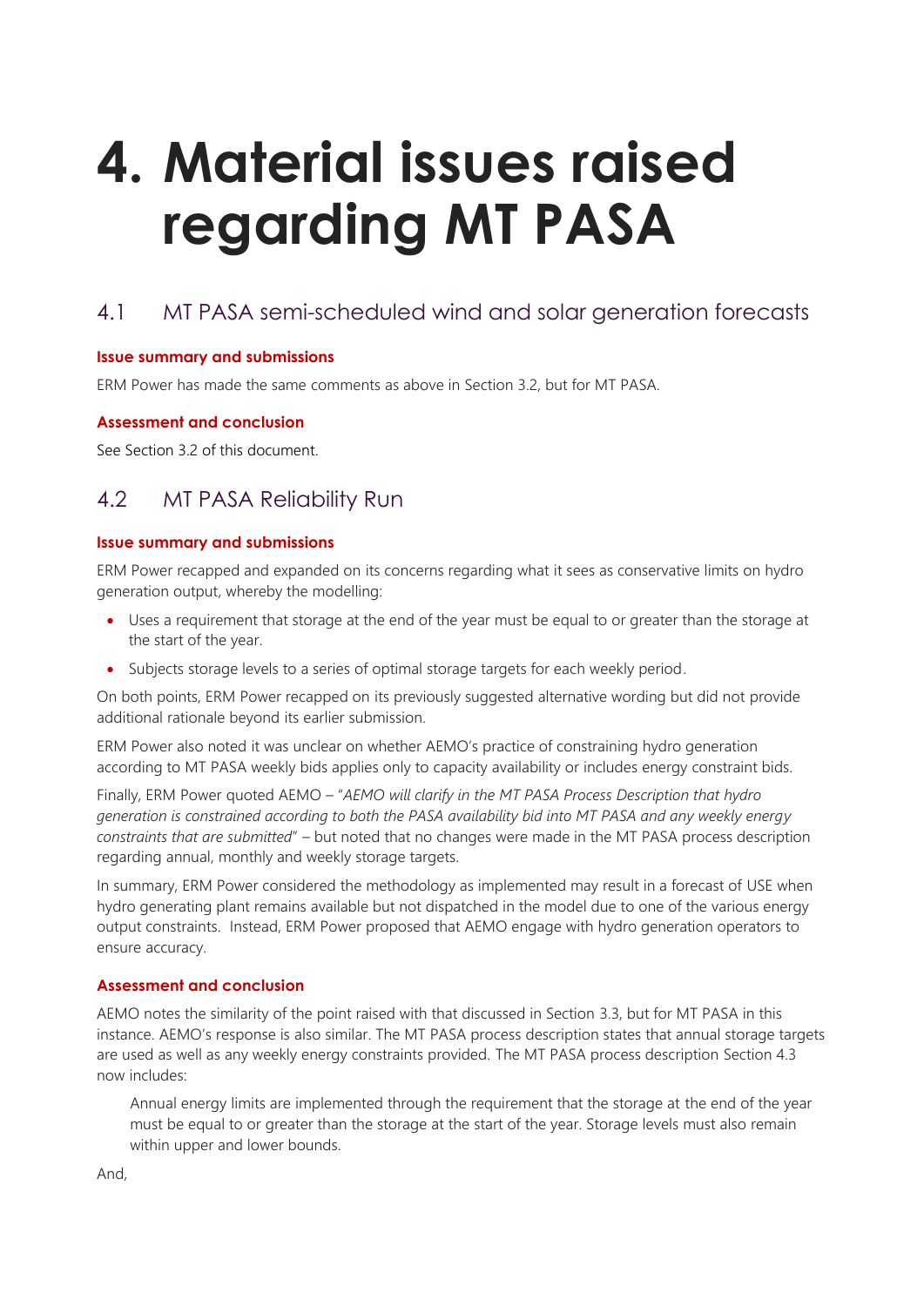# 4. Material issues raised regarding MT PASA

## 4.1 MT PASA semi-scheduled wind and solar generation forecasts

### Issue summary and submissions

ERM Power has made the same comments as above in Section 3.2, but for MT PASA.

### Assessment and conclusion

See Section 3.2 of this document.

## 4.2 MT PASA Reliability Run

### Issue summary and submissions

ERM Power recapped and expanded on its concerns regarding what it sees as conservative limits on hydro generation output, whereby the modelling:

- Uses a requirement that storage at the end of the year must be equal to or greater than the storage at the start of the year.
- Subjects storage levels to a series of optimal storage targets for each weekly period.

On both points, ERM Power recapped on its previously suggested alternative wording but did not provide additional rationale beyond its earlier submission.

ERM Power also noted it was unclear on whether AEMO's practice of constraining hydro generation according to MT PASA weekly bids applies only to capacity availability or includes energy constraint bids.

Finally, ERM Power quoted AEMO – "*AEMO will clarify in the MT PASA Process Description that hydro generation is constrained according to both the PASA availability bid into MT PASA and any weekly energy constraints that are submitted*" – but noted that no changes were made in the MT PASA process description regarding annual, monthly and weekly storage targets.

In summary, ERM Power considered the methodology as implemented may result in a forecast of USE when hydro generating plant remains available but not dispatched in the model due to one of the various energy output constraints. Instead, ERM Power proposed that AEMO engage with hydro generation operators to ensure accuracy.

### Assessment and conclusion

AEMO notes the similarity of the point raised with that discussed in Section 3.3, but for MT PASA in this instance. AEMO's response is also similar. The MT PASA process description states that annual storage targets are used as well as any weekly energy constraints provided. The MT PASA process description Section 4.3 now includes:

> Annual energy limits are implemented through the requirement that the storage at the end of the year must be equal to or greater than the storage at the start of the year. Storage levels must also remain within upper and lower bounds.

And,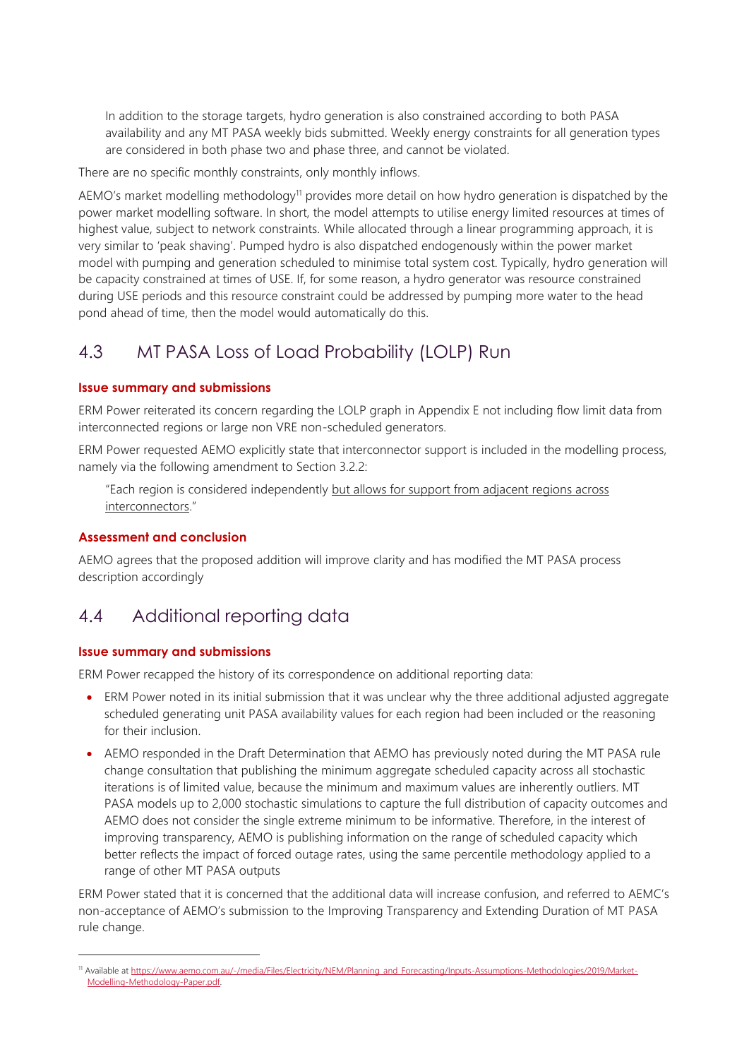> In addition to the storage targets, hydro generation is also constrained according to both PASA availability and any MT PASA weekly bids submitted. Weekly energy constraints for all generation types are considered in both phase two and phase three, and cannot be violated.

There are no specific monthly constraints, only monthly inflows.

AEMO's market modelling methodology[11] provides more detail on how hydro generation is dispatched by the power market modelling software. In short, the model attempts to utilise energy limited resources at times of highest value, subject to network constraints. While allocated through a linear programming approach, it is very similar to 'peak shaving'. Pumped hydro is also dispatched endogenously within the power market model with pumping and generation scheduled to minimise total system cost. Typically, hydro generation will be capacity constrained at times of USE. If, for some reason, a hydro generator was resource constrained during USE periods and this resource constraint could be addressed by pumping more water to the head pond ahead of time, then the model would automatically do this.

## 4.3 MT PASA Loss of Load Probability (LOLP) Run

**Issue summary and submissions**

ERM Power reiterated its concern regarding the LOLP graph in Appendix E not including flow limit data from interconnected regions or large non VRE non-scheduled generators.

ERM Power requested AEMO explicitly state that interconnector support is included in the modelling process, namely via the following amendment to Section 3.2.2:

> "Each region is considered independently <u>but allows for support from adjacent regions across interconnectors</u>."

**Assessment and conclusion**

AEMO agrees that the proposed addition will improve clarity and has modified the MT PASA process description accordingly

## 4.4 Additional reporting data

**Issue summary and submissions**

ERM Power recapped the history of its correspondence on additional reporting data:

- ERM Power noted in its initial submission that it was unclear why the three additional adjusted aggregate scheduled generating unit PASA availability values for each region had been included or the reasoning for their inclusion.
- AEMO responded in the Draft Determination that AEMO has previously noted during the MT PASA rule change consultation that publishing the minimum aggregate scheduled capacity across all stochastic iterations is of limited value, because the minimum and maximum values are inherently outliers. MT PASA models up to 2,000 stochastic simulations to capture the full distribution of capacity outcomes and AEMO does not consider the single extreme minimum to be informative. Therefore, in the interest of improving transparency, AEMO is publishing information on the range of scheduled capacity which better reflects the impact of forced outage rates, using the same percentile methodology applied to a range of other MT PASA outputs

ERM Power stated that it is concerned that the additional data will increase confusion, and referred to AEMC's non-acceptance of AEMO's submission to the Improving Transparency and Extending Duration of MT PASA rule change.

---

[11] Available at https://www.aemo.com.au/-/media/Files/Electricity/NEM/Planning_and_Forecasting/Inputs-Assumptions-Methodologies/2019/Market-Modelling-Methodology-Paper.pdf.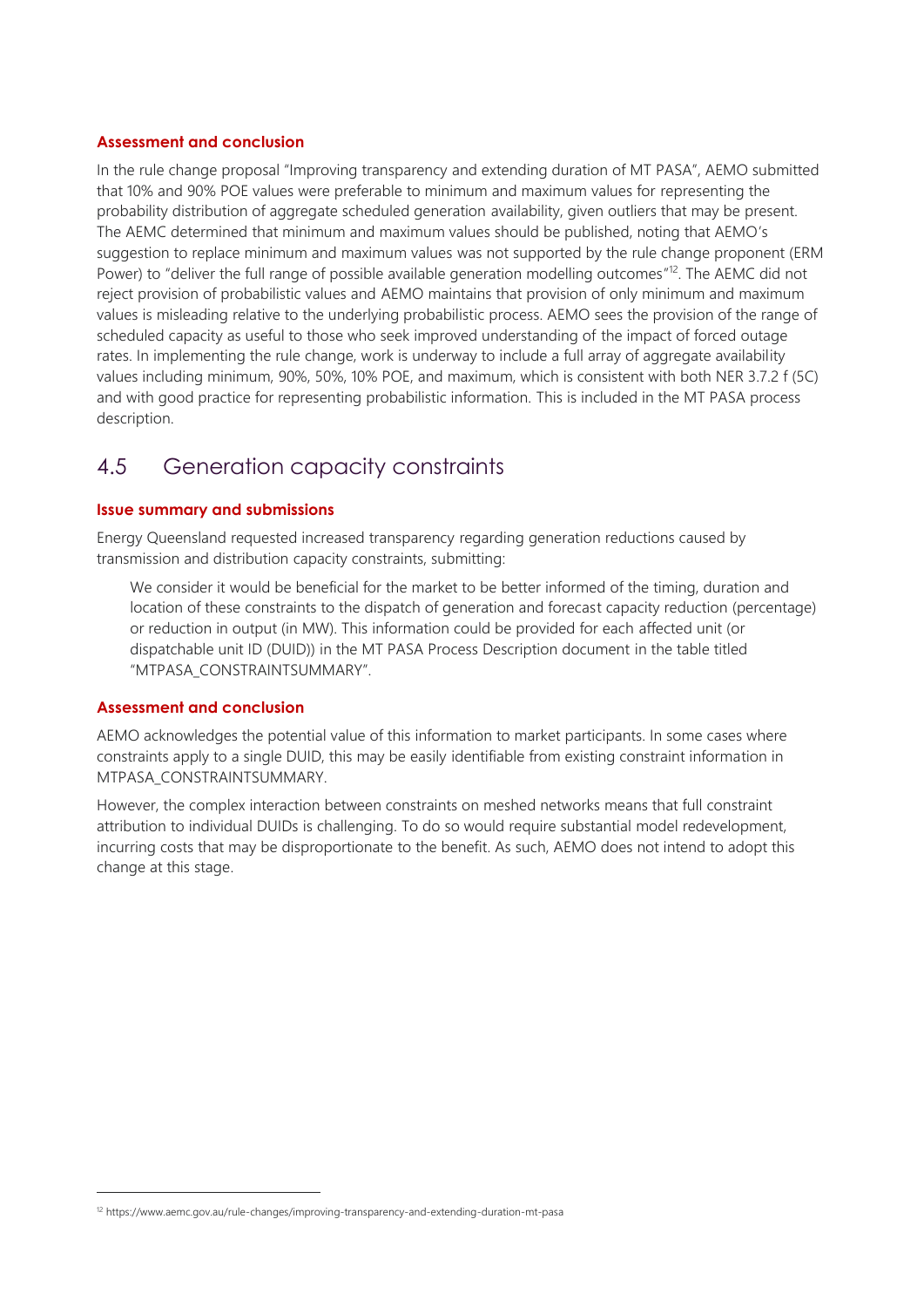#### Assessment and conclusion

In the rule change proposal "Improving transparency and extending duration of MT PASA", AEMO submitted that 10% and 90% POE values were preferable to minimum and maximum values for representing the probability distribution of aggregate scheduled generation availability, given outliers that may be present. The AEMC determined that minimum and maximum values should be published, noting that AEMO's suggestion to replace minimum and maximum values was not supported by the rule change proponent (ERM Power) to "deliver the full range of possible available generation modelling outcomes"[12]. The AEMC did not reject provision of probabilistic values and AEMO maintains that provision of only minimum and maximum values is misleading relative to the underlying probabilistic process. AEMO sees the provision of the range of scheduled capacity as useful to those who seek improved understanding of the impact of forced outage rates. In implementing the rule change, work is underway to include a full array of aggregate availability values including minimum, 90%, 50%, 10% POE, and maximum, which is consistent with both NER 3.7.2 f (5C) and with good practice for representing probabilistic information. This is included in the MT PASA process description.

## 4.5 Generation capacity constraints

#### Issue summary and submissions

Energy Queensland requested increased transparency regarding generation reductions caused by transmission and distribution capacity constraints, submitting:

> We consider it would be beneficial for the market to be better informed of the timing, duration and location of these constraints to the dispatch of generation and forecast capacity reduction (percentage) or reduction in output (in MW). This information could be provided for each affected unit (or dispatchable unit ID (DUID)) in the MT PASA Process Description document in the table titled "MTPASA_CONSTRAINTSUMMARY".

#### Assessment and conclusion

AEMO acknowledges the potential value of this information to market participants. In some cases where constraints apply to a single DUID, this may be easily identifiable from existing constraint information in MTPASA_CONSTRAINTSUMMARY.

However, the complex interaction between constraints on meshed networks means that full constraint attribution to individual DUIDs is challenging. To do so would require substantial model redevelopment, incurring costs that may be disproportionate to the benefit. As such, AEMO does not intend to adopt this change at this stage.

[12] https://www.aemc.gov.au/rule-changes/improving-transparency-and-extending-duration-mt-pasa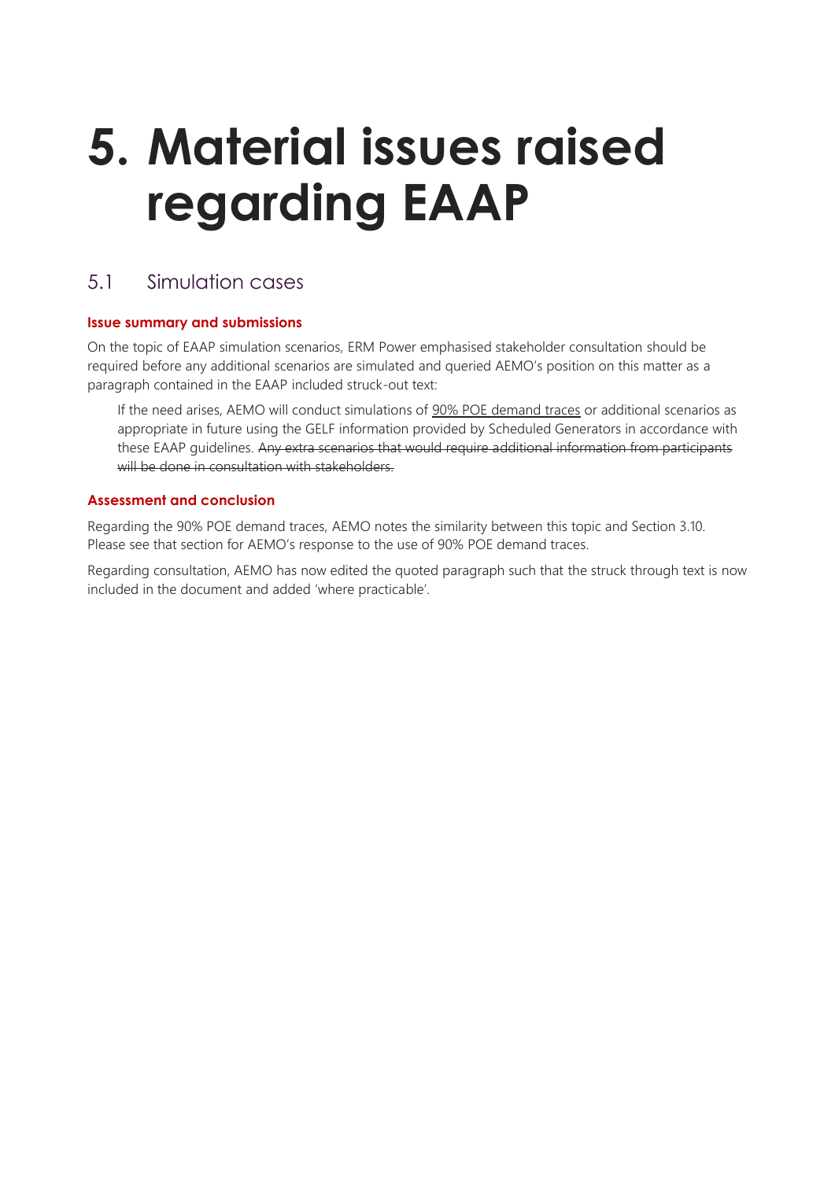# 5. Material issues raised regarding EAAP

## 5.1 Simulation cases

### Issue summary and submissions

On the topic of EAAP simulation scenarios, ERM Power emphasised stakeholder consultation should be required before any additional scenarios are simulated and queried AEMO's position on this matter as a paragraph contained in the EAAP included struck-out text:

> If the need arises, AEMO will conduct simulations of <u>90% POE demand traces</u> or additional scenarios as appropriate in future using the GELF information provided by Scheduled Generators in accordance with these EAAP guidelines. ~~Any extra scenarios that would require additional information from participants will be done in consultation with stakeholders.~~

### Assessment and conclusion

Regarding the 90% POE demand traces, AEMO notes the similarity between this topic and Section 3.10. Please see that section for AEMO's response to the use of 90% POE demand traces.

Regarding consultation, AEMO has now edited the quoted paragraph such that the struck through text is now included in the document and added 'where practicable'.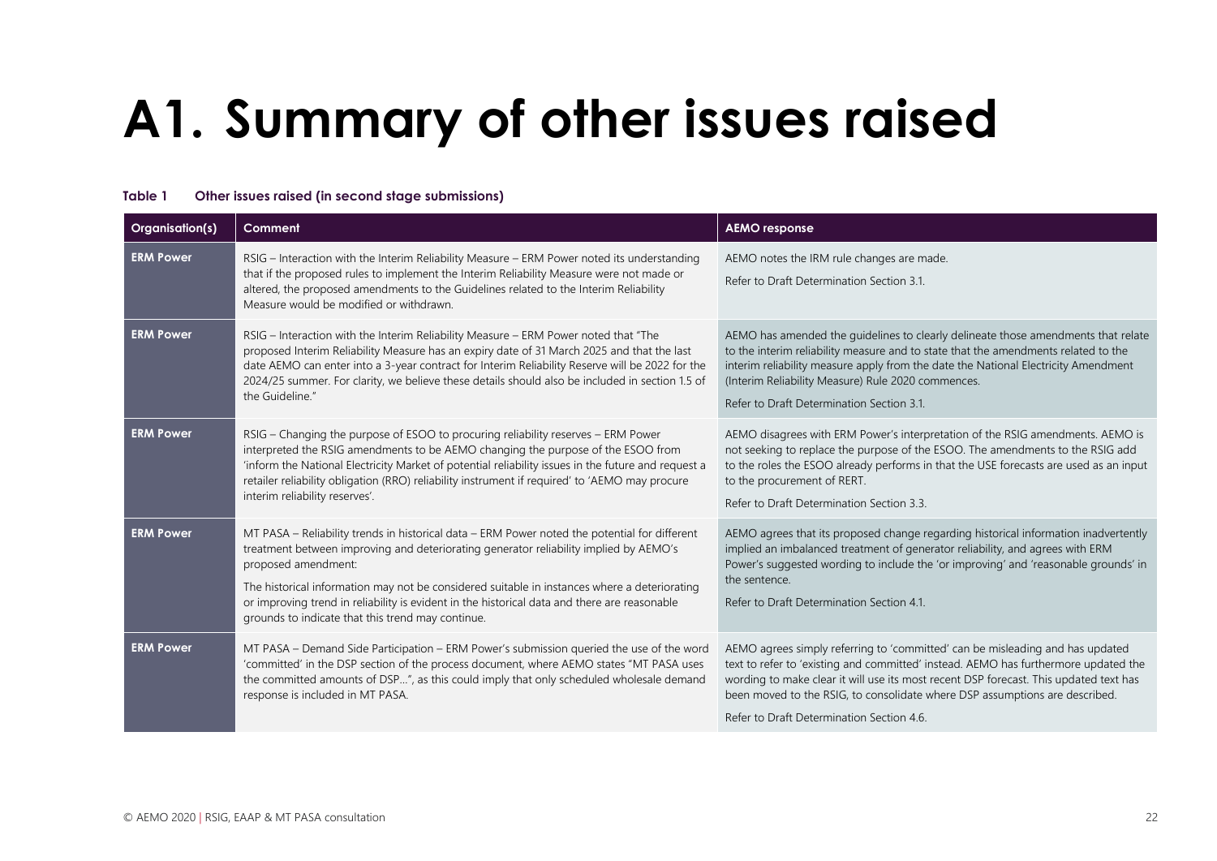# A1. Summary of other issues raised

**Table 1 Other issues raised (in second stage submissions)**

| Organisation(s) | Comment | AEMO response |
| --- | --- | --- |
| ERM Power | RSIG – Interaction with the Interim Reliability Measure – ERM Power noted its understanding that if the proposed rules to implement the Interim Reliability Measure were not made or altered, the proposed amendments to the Guidelines related to the Interim Reliability Measure would be modified or withdrawn. | AEMO notes the IRM rule changes are made.<br><br>Refer to Draft Determination Section 3.1. |
| ERM Power | RSIG – Interaction with the Interim Reliability Measure – ERM Power noted that "The proposed Interim Reliability Measure has an expiry date of 31 March 2025 and that the last date AEMO can enter into a 3-year contract for Interim Reliability Reserve will be 2022 for the 2024/25 summer. For clarity, we believe these details should also be included in section 1.5 of the Guideline." | AEMO has amended the guidelines to clearly delineate those amendments that relate to the interim reliability measure and to state that the amendments related to the interim reliability measure apply from the date the National Electricity Amendment (Interim Reliability Measure) Rule 2020 commences.<br><br>Refer to Draft Determination Section 3.1. |
| ERM Power | RSIG – Changing the purpose of ESOO to procuring reliability reserves – ERM Power interpreted the RSIG amendments to be AEMO changing the purpose of the ESOO from 'inform the National Electricity Market of potential reliability issues in the future and request a retailer reliability obligation (RRO) reliability instrument if required' to 'AEMO may procure interim reliability reserves'. | AEMO disagrees with ERM Power's interpretation of the RSIG amendments. AEMO is not seeking to replace the purpose of the ESOO. The amendments to the RSIG add to the roles the ESOO already performs in that the USE forecasts are used as an input to the procurement of RERT.<br><br>Refer to Draft Determination Section 3.3. |
| ERM Power | MT PASA – Reliability trends in historical data – ERM Power noted the potential for different treatment between improving and deteriorating generator reliability implied by AEMO's proposed amendment:<br><br>The historical information may not be considered suitable in instances where a deteriorating or improving trend in reliability is evident in the historical data and there are reasonable grounds to indicate that this trend may continue. | AEMO agrees that its proposed change regarding historical information inadvertently implied an imbalanced treatment of generator reliability, and agrees with ERM Power's suggested wording to include the 'or improving' and 'reasonable grounds' in the sentence.<br><br>Refer to Draft Determination Section 4.1. |
| ERM Power | MT PASA – Demand Side Participation – ERM Power's submission queried the use of the word 'committed' in the DSP section of the process document, where AEMO states "MT PASA uses the committed amounts of DSP…", as this could imply that only scheduled wholesale demand response is included in MT PASA. | AEMO agrees simply referring to 'committed' can be misleading and has updated text to refer to 'existing and committed' instead. AEMO has furthermore updated the wording to make clear it will use its most recent DSP forecast. This updated text has been moved to the RSIG, to consolidate where DSP assumptions are described.<br><br>Refer to Draft Determination Section 4.6. |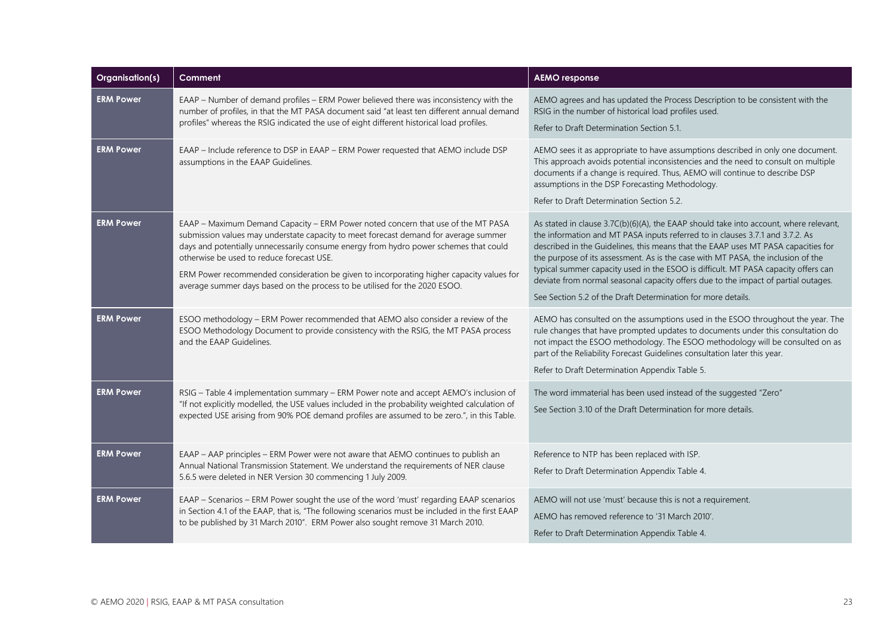| Organisation(s) | Comment | AEMO response |
| --- | --- | --- |
| **ERM Power** | EAAP – Number of demand profiles – ERM Power believed there was inconsistency with the number of profiles, in that the MT PASA document said "at least ten different annual demand profiles" whereas the RSIG indicated the use of eight different historical load profiles. | AEMO agrees and has updated the Process Description to be consistent with the RSIG in the number of historical load profiles used.<br><br>Refer to Draft Determination Section 5.1. |
| **ERM Power** | EAAP – Include reference to DSP in EAAP – ERM Power requested that AEMO include DSP assumptions in the EAAP Guidelines. | AEMO sees it as appropriate to have assumptions described in only one document. This approach avoids potential inconsistencies and the need to consult on multiple documents if a change is required. Thus, AEMO will continue to describe DSP assumptions in the DSP Forecasting Methodology.<br><br>Refer to Draft Determination Section 5.2. |
| **ERM Power** | EAAP – Maximum Demand Capacity – ERM Power noted concern that use of the MT PASA submission values may understate capacity to meet forecast demand for average summer days and potentially unnecessarily consume energy from hydro power schemes that could otherwise be used to reduce forecast USE.<br><br>ERM Power recommended consideration be given to incorporating higher capacity values for average summer days based on the process to be utilised for the 2020 ESOO. | As stated in clause 3.7C(b)(6)(A), the EAAP should take into account, where relevant, the information and MT PASA inputs referred to in clauses 3.7.1 and 3.7.2. As described in the Guidelines, this means that the EAAP uses MT PASA capacities for the purpose of its assessment. As is the case with MT PASA, the inclusion of the typical summer capacity used in the ESOO is difficult. MT PASA capacity offers can deviate from normal seasonal capacity offers due to the impact of partial outages.<br><br>See Section 5.2 of the Draft Determination for more details. |
| **ERM Power** | ESOO methodology – ERM Power recommended that AEMO also consider a review of the ESOO Methodology Document to provide consistency with the RSIG, the MT PASA process and the EAAP Guidelines. | AEMO has consulted on the assumptions used in the ESOO throughout the year. The rule changes that have prompted updates to documents under this consultation do not impact the ESOO methodology. The ESOO methodology will be consulted on as part of the Reliability Forecast Guidelines consultation later this year.<br><br>Refer to Draft Determination Appendix Table 5. |
| **ERM Power** | RSIG – Table 4 implementation summary – ERM Power note and accept AEMO's inclusion of "If not explicitly modelled, the USE values included in the probability weighted calculation of expected USE arising from 90% POE demand profiles are assumed to be zero.", in this Table. | The word immaterial has been used instead of the suggested "Zero"<br><br>See Section 3.10 of the Draft Determination for more details. |
| **ERM Power** | EAAP – AAP principles – ERM Power were not aware that AEMO continues to publish an Annual National Transmission Statement. We understand the requirements of NER clause 5.6.5 were deleted in NER Version 30 commencing 1 July 2009. | Reference to NTP has been replaced with ISP.<br><br>Refer to Draft Determination Appendix Table 4. |
| **ERM Power** | EAAP – Scenarios – ERM Power sought the use of the word 'must' regarding EAAP scenarios in Section 4.1 of the EAAP, that is, "The following scenarios must be included in the first EAAP to be published by 31 March 2010". ERM Power also sought remove 31 March 2010. | AEMO will not use 'must' because this is not a requirement.<br><br>AEMO has removed reference to '31 March 2010'.<br><br>Refer to Draft Determination Appendix Table 4. |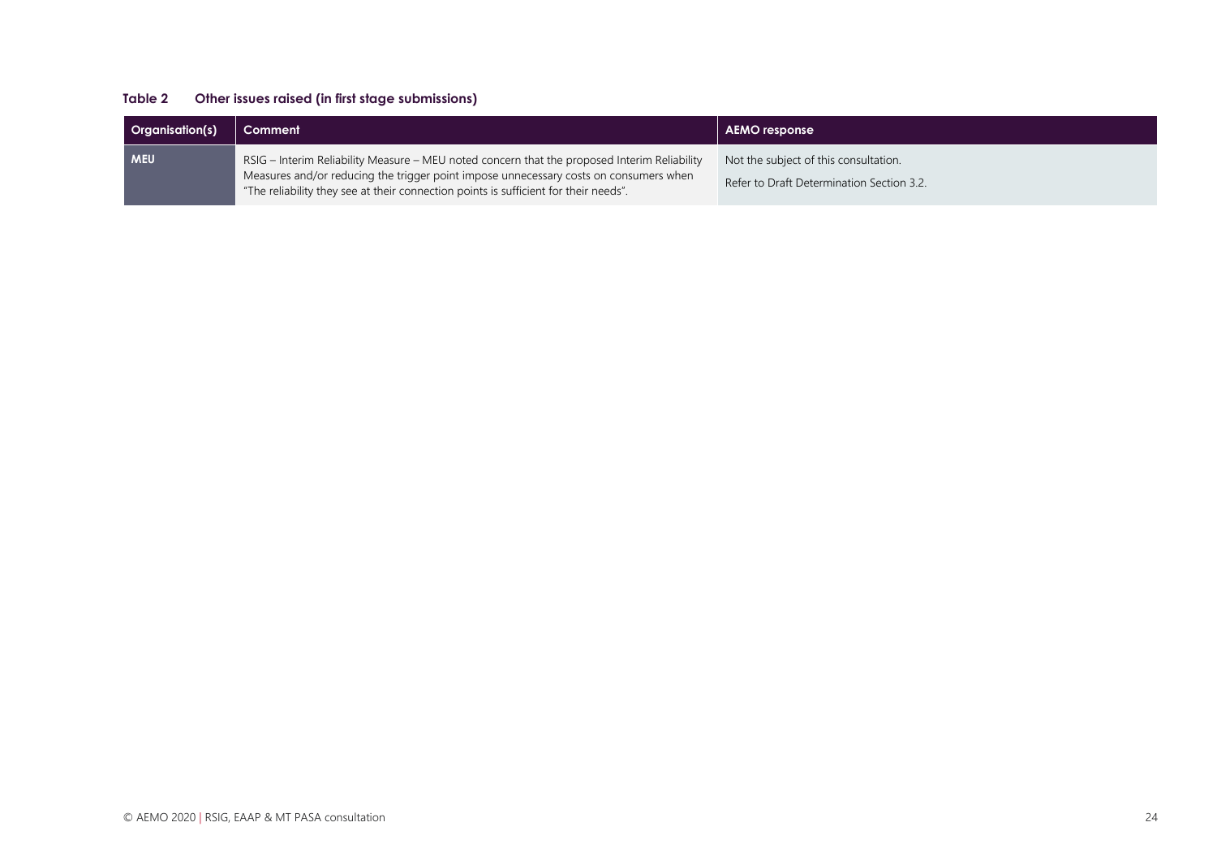**Table 2 Other issues raised (in first stage submissions)**

| Organisation(s) | Comment | AEMO response |
| --- | --- | --- |
| MEU | RSIG – Interim Reliability Measure – MEU noted concern that the proposed Interim Reliability Measures and/or reducing the trigger point impose unnecessary costs on consumers when "The reliability they see at their connection points is sufficient for their needs". | Not the subject of this consultation.<br><br>Refer to Draft Determination Section 3.2. |